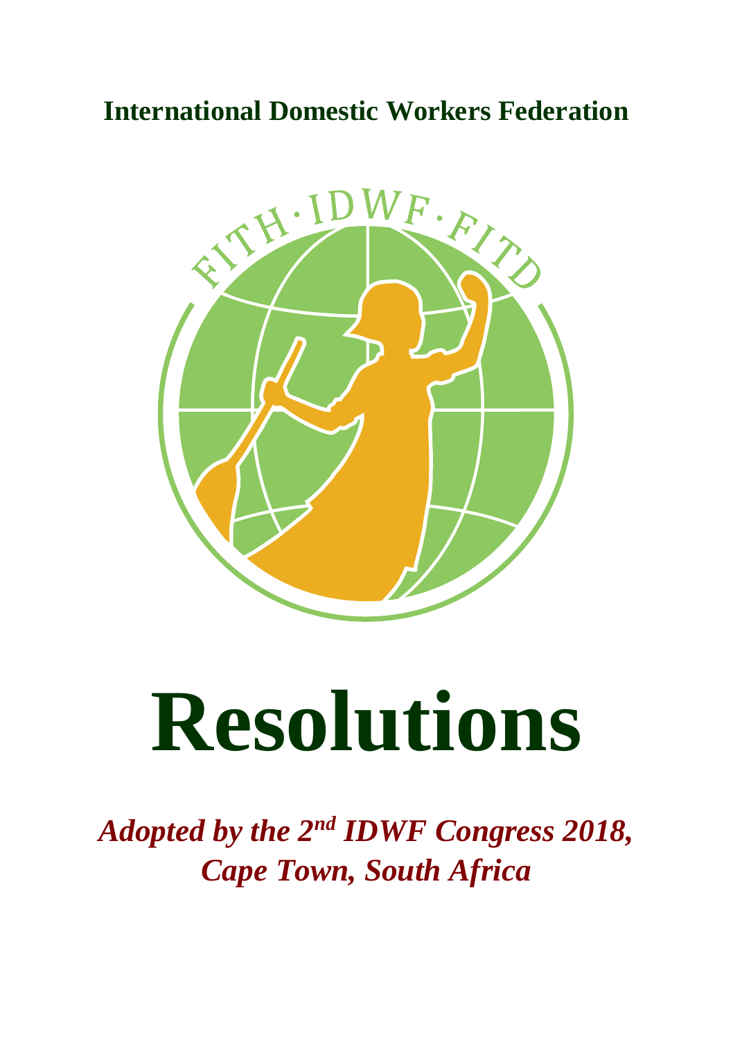**International Domestic Workers Federation**

# Resolutions

***Adopted by the 2nd IDWF Congress 2018, Cape Town, South Africa***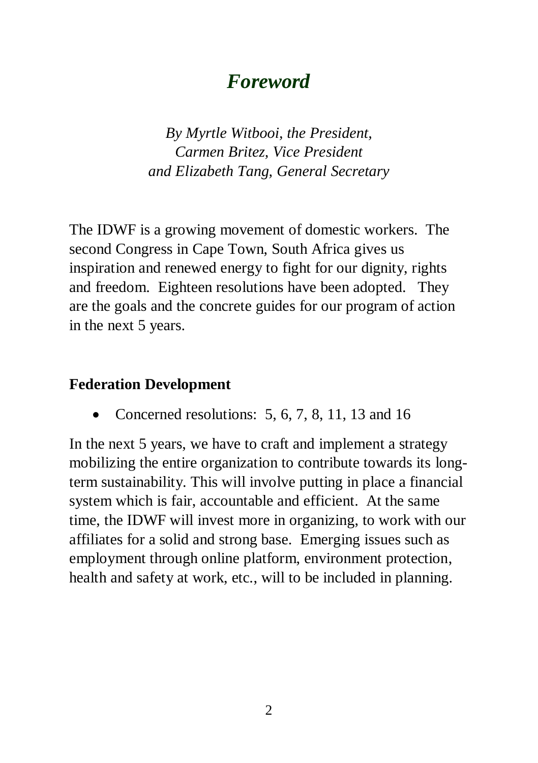# *Foreword*

*By Myrtle Witbooi, the President,*
*Carmen Britez, Vice President*
*and Elizabeth Tang, General Secretary*

The IDWF is a growing movement of domestic workers. The second Congress in Cape Town, South Africa gives us inspiration and renewed energy to fight for our dignity, rights and freedom. Eighteen resolutions have been adopted. They are the goals and the concrete guides for our program of action in the next 5 years.

## Federation Development

- Concerned resolutions: 5, 6, 7, 8, 11, 13 and 16

In the next 5 years, we have to craft and implement a strategy mobilizing the entire organization to contribute towards its long-term sustainability. This will involve putting in place a financial system which is fair, accountable and efficient. At the same time, the IDWF will invest more in organizing, to work with our affiliates for a solid and strong base. Emerging issues such as employment through online platform, environment protection, health and safety at work, etc., will to be included in planning.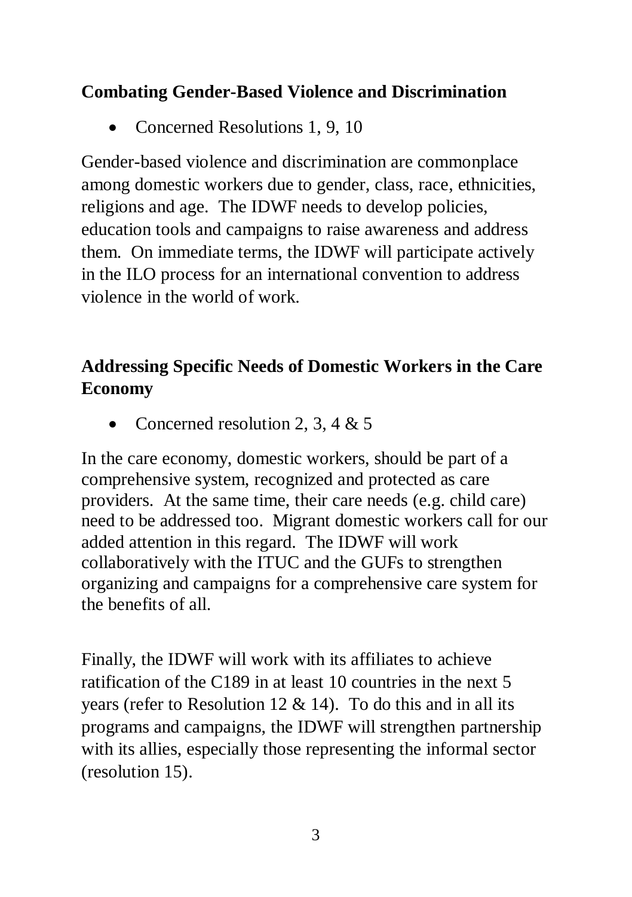**Combating Gender-Based Violence and Discrimination**

- Concerned Resolutions 1, 9, 10

Gender-based violence and discrimination are commonplace among domestic workers due to gender, class, race, ethnicities, religions and age. The IDWF needs to develop policies, education tools and campaigns to raise awareness and address them. On immediate terms, the IDWF will participate actively in the ILO process for an international convention to address violence in the world of work.

**Addressing Specific Needs of Domestic Workers in the Care Economy**

- Concerned resolution 2, 3, 4 & 5

In the care economy, domestic workers, should be part of a comprehensive system, recognized and protected as care providers. At the same time, their care needs (e.g. child care) need to be addressed too. Migrant domestic workers call for our added attention in this regard. The IDWF will work collaboratively with the ITUC and the GUFs to strengthen organizing and campaigns for a comprehensive care system for the benefits of all.

Finally, the IDWF will work with its affiliates to achieve ratification of the C189 in at least 10 countries in the next 5 years (refer to Resolution 12 & 14). To do this and in all its programs and campaigns, the IDWF will strengthen partnership with its allies, especially those representing the informal sector (resolution 15).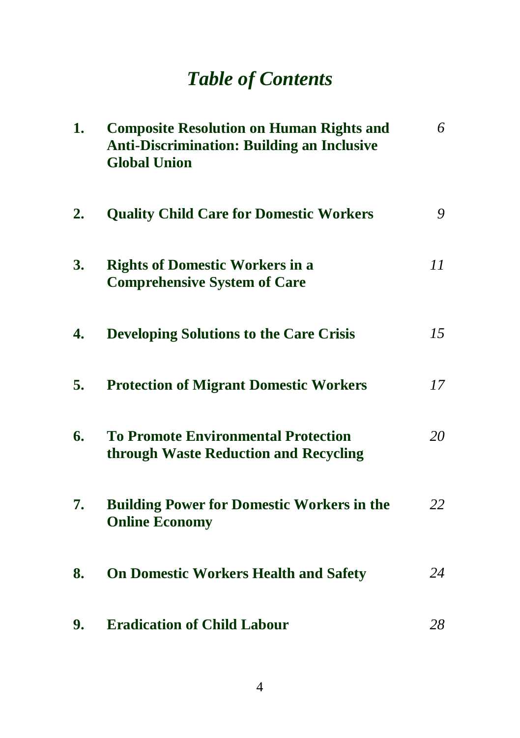# *Table of Contents*

| | | |
|---|---|---|
| **1.** | **Composite Resolution on Human Rights and Anti-Discrimination: Building an Inclusive Global Union** | *6* |
| **2.** | **Quality Child Care for Domestic Workers** | *9* |
| **3.** | **Rights of Domestic Workers in a Comprehensive System of Care** | *11* |
| **4.** | **Developing Solutions to the Care Crisis** | *15* |
| **5.** | **Protection of Migrant Domestic Workers** | *17* |
| **6.** | **To Promote Environmental Protection through Waste Reduction and Recycling** | *20* |
| **7.** | **Building Power for Domestic Workers in the Online Economy** | *22* |
| **8.** | **On Domestic Workers Health and Safety** | *24* |
| **9.** | **Eradication of Child Labour** | *28* |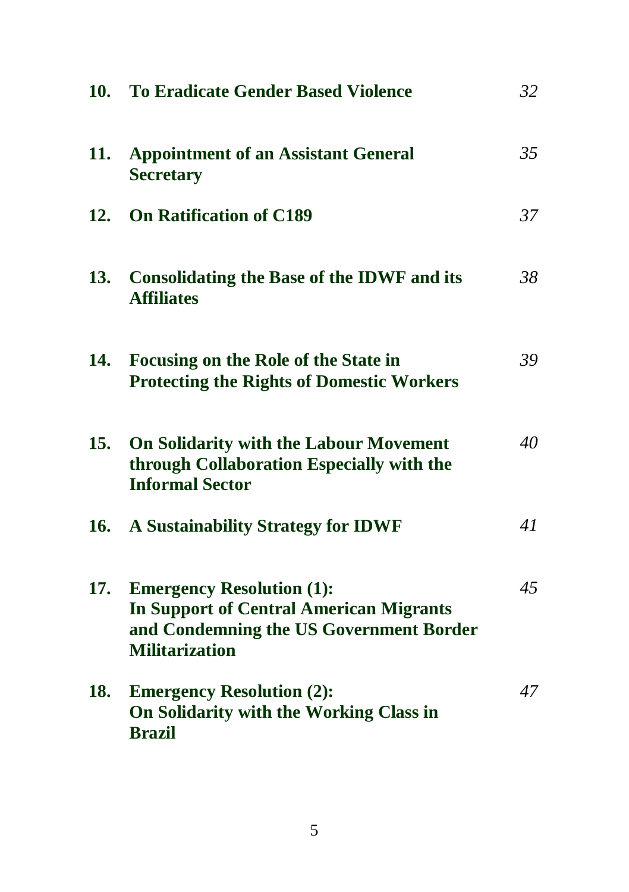| | | |
|---|---|---|
| **10.** | **To Eradicate Gender Based Violence** | *32* |
| **11.** | **Appointment of an Assistant General Secretary** | *35* |
| **12.** | **On Ratification of C189** | *37* |
| **13.** | **Consolidating the Base of the IDWF and its Affiliates** | *38* |
| **14.** | **Focusing on the Role of the State in Protecting the Rights of Domestic Workers** | *39* |
| **15.** | **On Solidarity with the Labour Movement through Collaboration Especially with the Informal Sector** | *40* |
| **16.** | **A Sustainability Strategy for IDWF** | *41* |
| **17.** | **Emergency Resolution (1): In Support of Central American Migrants and Condemning the US Government Border Militarization** | *45* |
| **18.** | **Emergency Resolution (2): On Solidarity with the Working Class in Brazil** | *47* |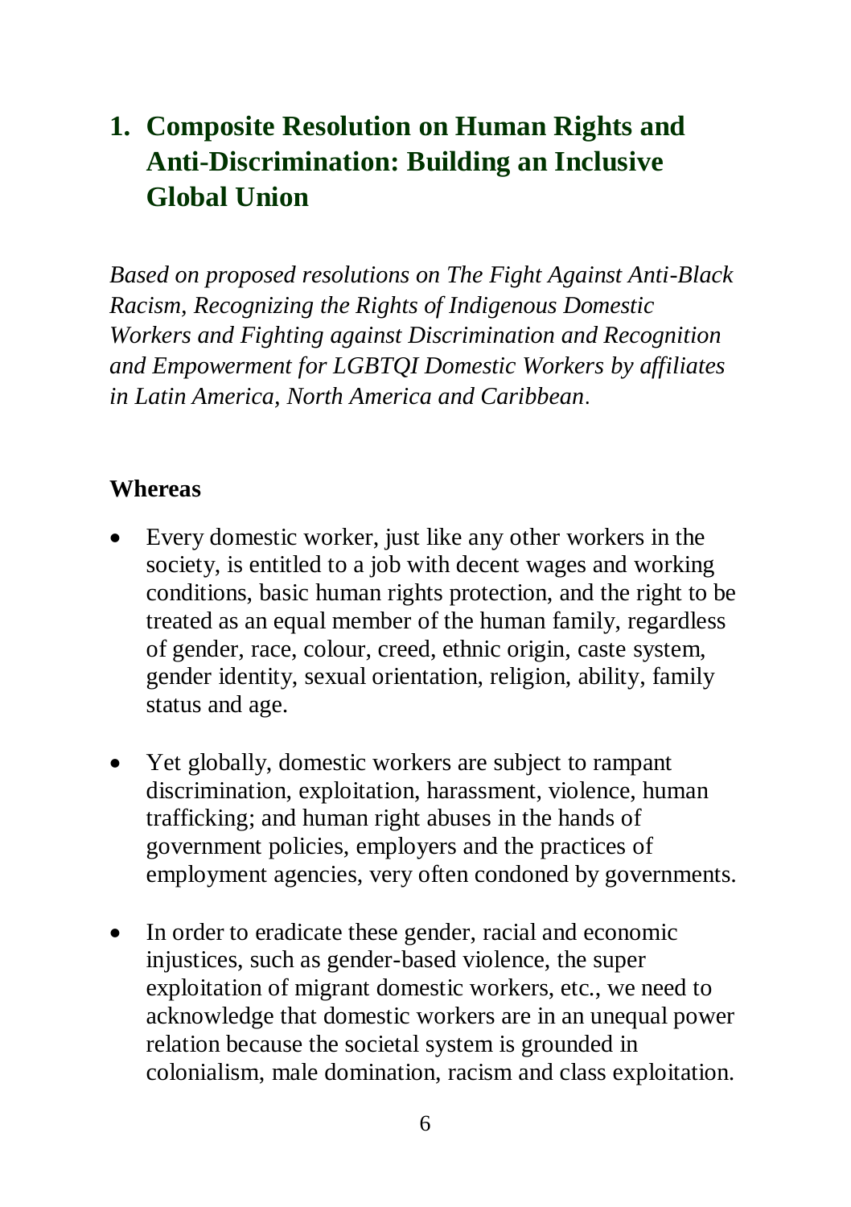# 1. Composite Resolution on Human Rights and Anti-Discrimination: Building an Inclusive Global Union

*Based on proposed resolutions on The Fight Against Anti-Black Racism, Recognizing the Rights of Indigenous Domestic Workers and Fighting against Discrimination and Recognition and Empowerment for LGBTQI Domestic Workers by affiliates in Latin America, North America and Caribbean*.

**Whereas**

- Every domestic worker, just like any other workers in the society, is entitled to a job with decent wages and working conditions, basic human rights protection, and the right to be treated as an equal member of the human family, regardless of gender, race, colour, creed, ethnic origin, caste system, gender identity, sexual orientation, religion, ability, family status and age.
- Yet globally, domestic workers are subject to rampant discrimination, exploitation, harassment, violence, human trafficking; and human right abuses in the hands of government policies, employers and the practices of employment agencies, very often condoned by governments.
- In order to eradicate these gender, racial and economic injustices, such as gender-based violence, the super exploitation of migrant domestic workers, etc., we need to acknowledge that domestic workers are in an unequal power relation because the societal system is grounded in colonialism, male domination, racism and class exploitation.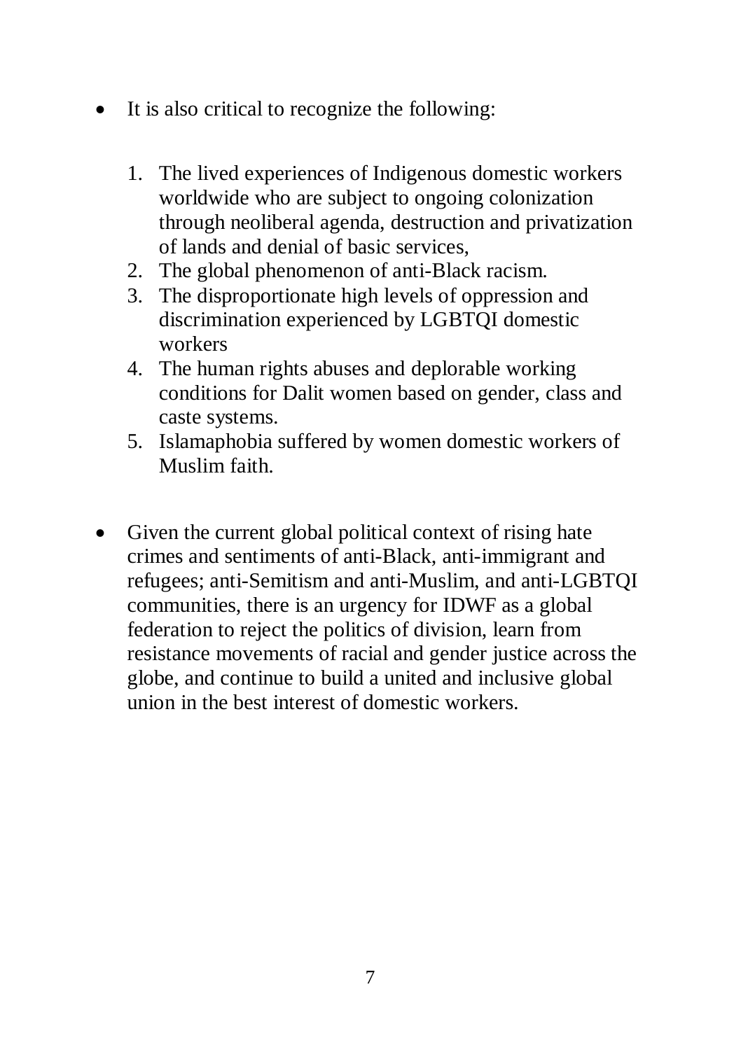- It is also critical to recognize the following:

    1. The lived experiences of Indigenous domestic workers worldwide who are subject to ongoing colonization through neoliberal agenda, destruction and privatization of lands and denial of basic services,
    2. The global phenomenon of anti-Black racism.
    3. The disproportionate high levels of oppression and discrimination experienced by LGBTQI domestic workers
    4. The human rights abuses and deplorable working conditions for Dalit women based on gender, class and caste systems.
    5. Islamaphobia suffered by women domestic workers of Muslim faith.

- Given the current global political context of rising hate crimes and sentiments of anti-Black, anti-immigrant and refugees; anti-Semitism and anti-Muslim, and anti-LGBTQI communities, there is an urgency for IDWF as a global federation to reject the politics of division, learn from resistance movements of racial and gender justice across the globe, and continue to build a united and inclusive global union in the best interest of domestic workers.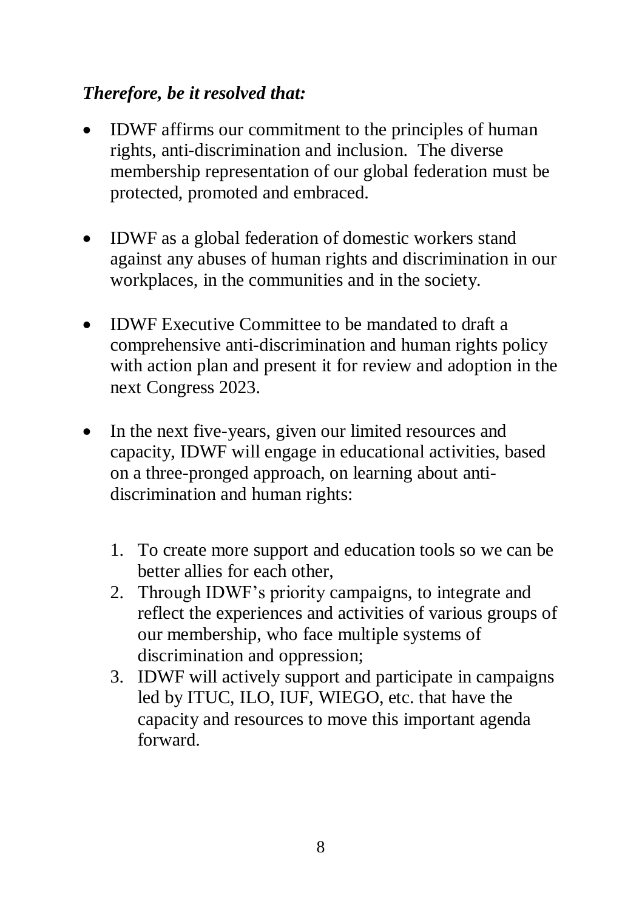***Therefore, be it resolved that:***

- IDWF affirms our commitment to the principles of human rights, anti-discrimination and inclusion. The diverse membership representation of our global federation must be protected, promoted and embraced.

- IDWF as a global federation of domestic workers stand against any abuses of human rights and discrimination in our workplaces, in the communities and in the society.

- IDWF Executive Committee to be mandated to draft a comprehensive anti-discrimination and human rights policy with action plan and present it for review and adoption in the next Congress 2023.

- In the next five-years, given our limited resources and capacity, IDWF will engage in educational activities, based on a three-pronged approach, on learning about anti-discrimination and human rights:

    1. To create more support and education tools so we can be better allies for each other,
    2. Through IDWF's priority campaigns, to integrate and reflect the experiences and activities of various groups of our membership, who face multiple systems of discrimination and oppression;
    3. IDWF will actively support and participate in campaigns led by ITUC, ILO, IUF, WIEGO, etc. that have the capacity and resources to move this important agenda forward.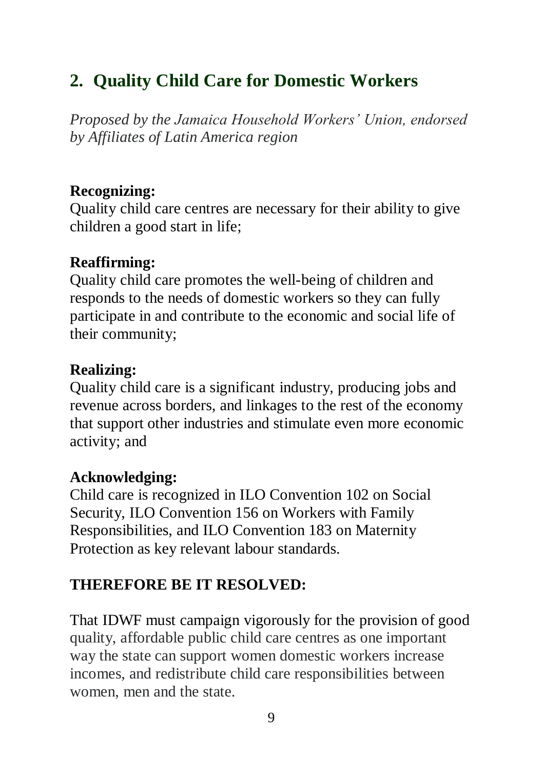## 2. Quality Child Care for Domestic Workers

*Proposed by the Jamaica Household Workers' Union, endorsed by Affiliates of Latin America region*

**Recognizing:**
Quality child care centres are necessary for their ability to give children a good start in life;

**Reaffirming:**
Quality child care promotes the well-being of children and responds to the needs of domestic workers so they can fully participate in and contribute to the economic and social life of their community;

**Realizing:**
Quality child care is a significant industry, producing jobs and revenue across borders, and linkages to the rest of the economy that support other industries and stimulate even more economic activity; and

**Acknowledging:**
Child care is recognized in ILO Convention 102 on Social Security, ILO Convention 156 on Workers with Family Responsibilities, and ILO Convention 183 on Maternity Protection as key relevant labour standards.

**THEREFORE BE IT RESOLVED:**

That IDWF must campaign vigorously for the provision of good quality, affordable public child care centres as one important way the state can support women domestic workers increase incomes, and redistribute child care responsibilities between women, men and the state.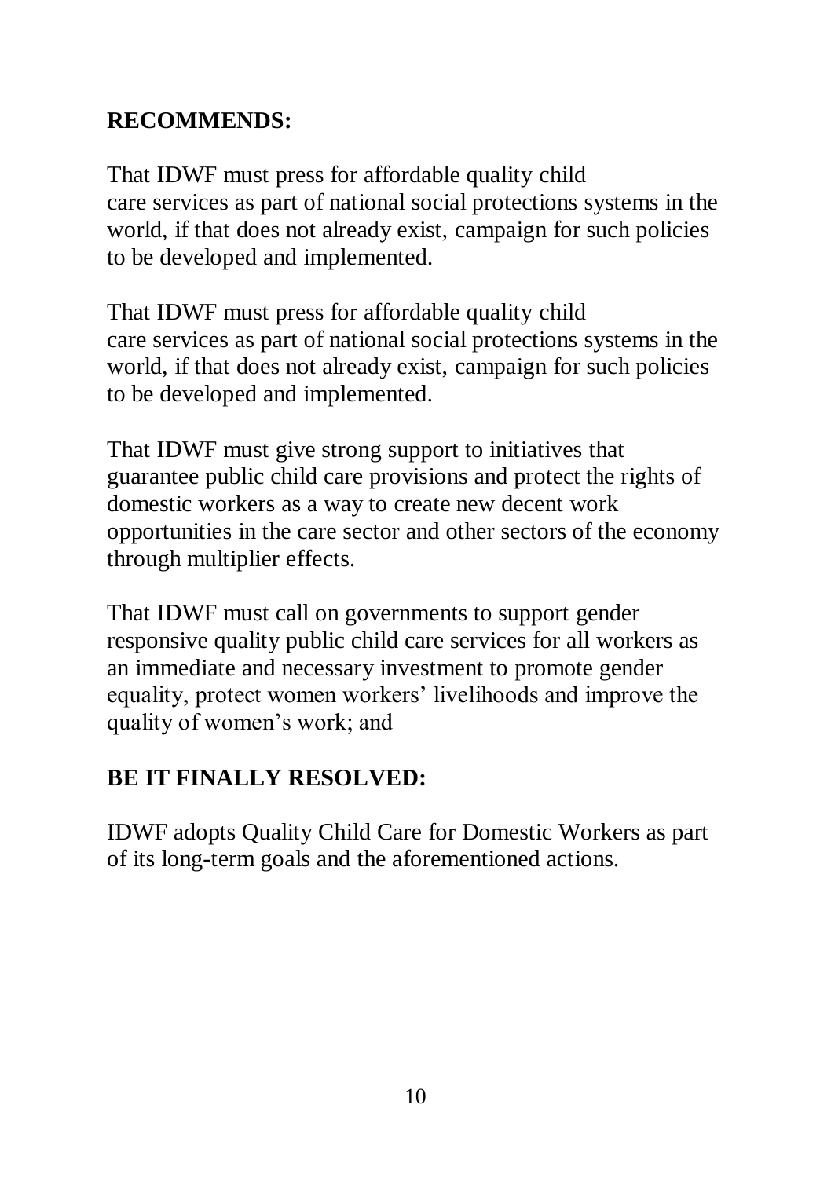**RECOMMENDS:**

That IDWF must press for affordable quality child care services as part of national social protections systems in the world, if that does not already exist, campaign for such policies to be developed and implemented.

That IDWF must press for affordable quality child care services as part of national social protections systems in the world, if that does not already exist, campaign for such policies to be developed and implemented.

That IDWF must give strong support to initiatives that guarantee public child care provisions and protect the rights of domestic workers as a way to create new decent work opportunities in the care sector and other sectors of the economy through multiplier effects.

That IDWF must call on governments to support gender responsive quality public child care services for all workers as an immediate and necessary investment to promote gender equality, protect women workers' livelihoods and improve the quality of women's work; and

**BE IT FINALLY RESOLVED:**

IDWF adopts Quality Child Care for Domestic Workers as part of its long-term goals and the aforementioned actions.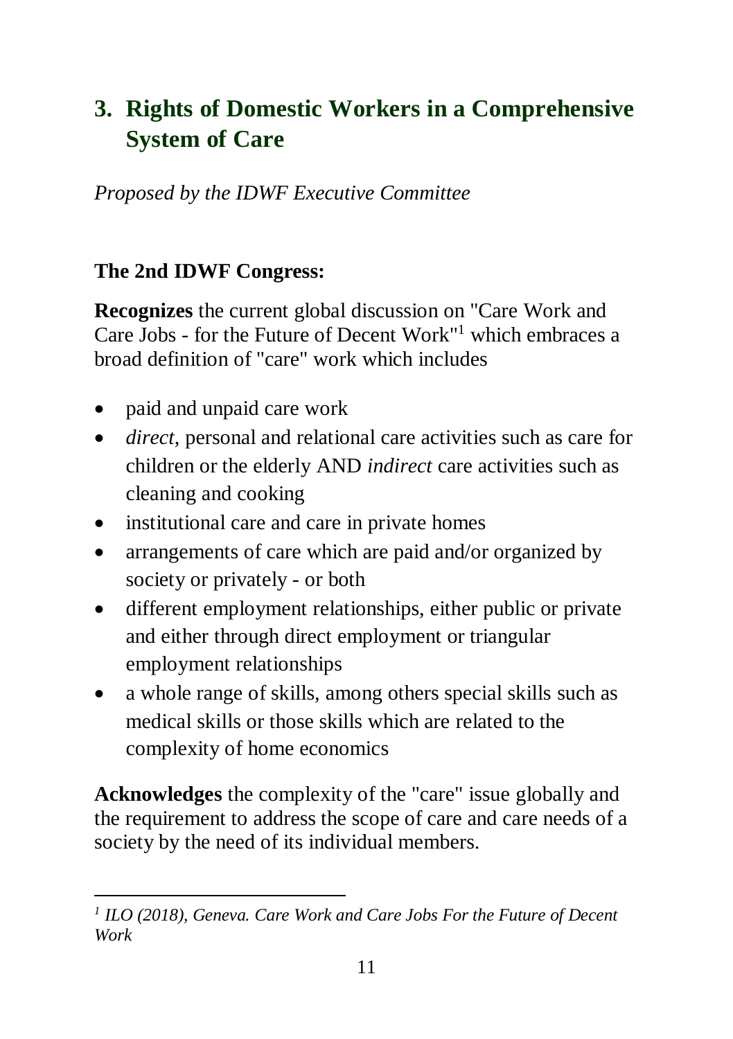## 3. Rights of Domestic Workers in a Comprehensive System of Care

*Proposed by the IDWF Executive Committee*

**The 2nd IDWF Congress:**

**Recognizes** the current global discussion on "Care Work and Care Jobs - for the Future of Decent Work"[1] which embraces a broad definition of "care" work which includes

- paid and unpaid care work
- *direct*, personal and relational care activities such as care for children or the elderly AND *indirect* care activities such as cleaning and cooking
- institutional care and care in private homes
- arrangements of care which are paid and/or organized by society or privately - or both
- different employment relationships, either public or private and either through direct employment or triangular employment relationships
- a whole range of skills, among others special skills such as medical skills or those skills which are related to the complexity of home economics

**Acknowledges** the complexity of the "care" issue globally and the requirement to address the scope of care and care needs of a society by the need of its individual members.

---

*[1] ILO (2018), Geneva. Care Work and Care Jobs For the Future of Decent Work*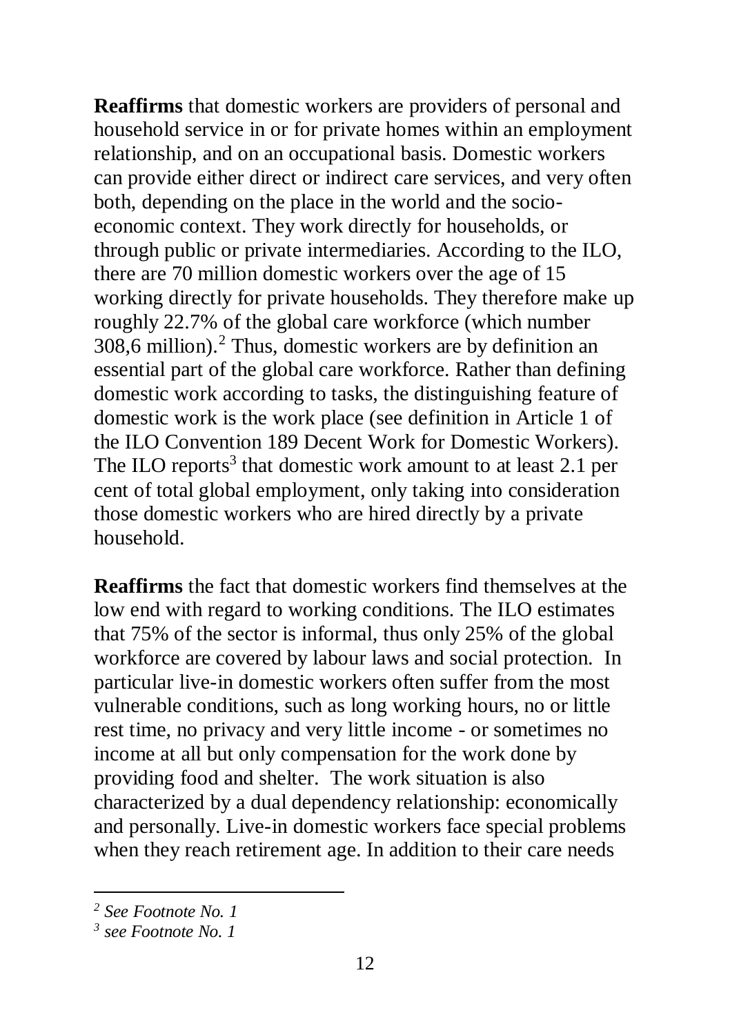**Reaffirms** that domestic workers are providers of personal and household service in or for private homes within an employment relationship, and on an occupational basis. Domestic workers can provide either direct or indirect care services, and very often both, depending on the place in the world and the socio-economic context. They work directly for households, or through public or private intermediaries. According to the ILO, there are 70 million domestic workers over the age of 15 working directly for private households. They therefore make up roughly 22.7% of the global care workforce (which number 308,6 million).[2] Thus, domestic workers are by definition an essential part of the global care workforce. Rather than defining domestic work according to tasks, the distinguishing feature of domestic work is the work place (see definition in Article 1 of the ILO Convention 189 Decent Work for Domestic Workers). The ILO reports[3] that domestic work amount to at least 2.1 per cent of total global employment, only taking into consideration those domestic workers who are hired directly by a private household.

**Reaffirms** the fact that domestic workers find themselves at the low end with regard to working conditions. The ILO estimates that 75% of the sector is informal, thus only 25% of the global workforce are covered by labour laws and social protection. In particular live-in domestic workers often suffer from the most vulnerable conditions, such as long working hours, no or little rest time, no privacy and very little income - or sometimes no income at all but only compensation for the work done by providing food and shelter. The work situation is also characterized by a dual dependency relationship: economically and personally. Live-in domestic workers face special problems when they reach retirement age. In addition to their care needs

---

*[2] See Footnote No. 1*

*[3] see Footnote No. 1*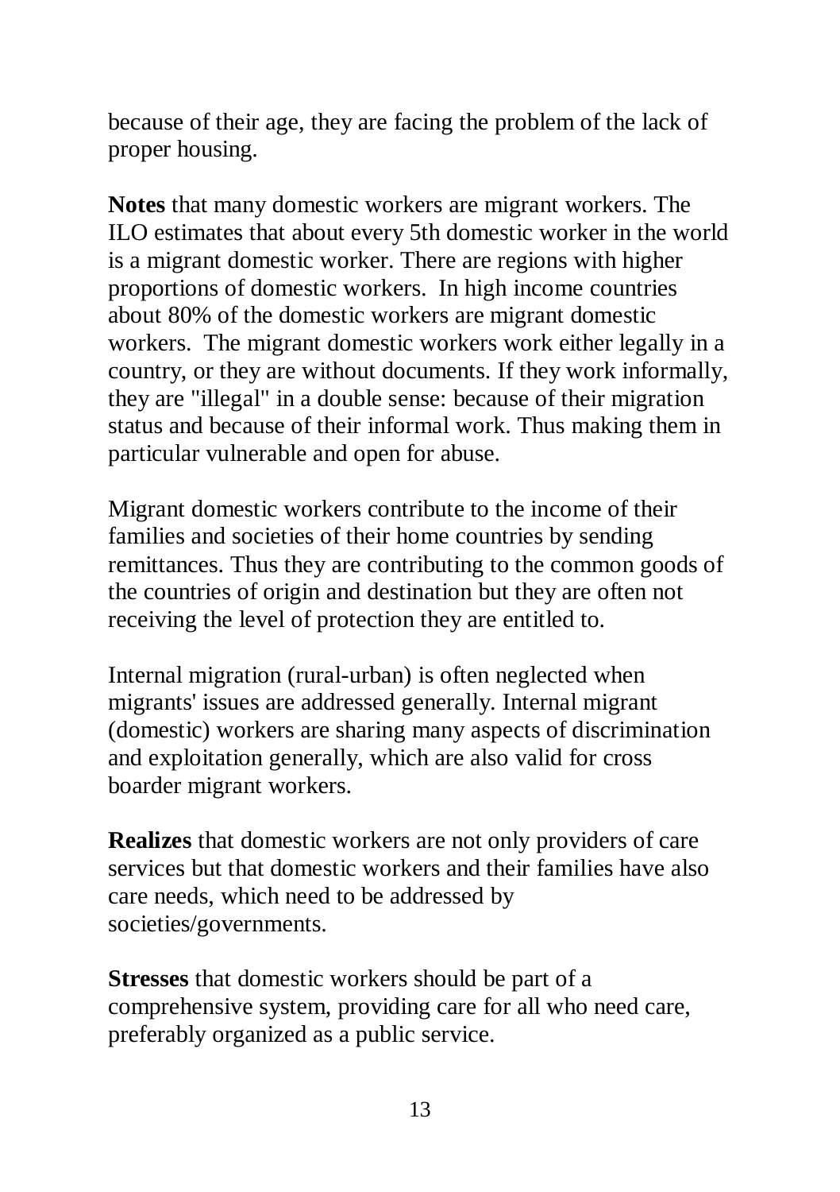because of their age, they are facing the problem of the lack of proper housing.

**Notes** that many domestic workers are migrant workers. The ILO estimates that about every 5th domestic worker in the world is a migrant domestic worker. There are regions with higher proportions of domestic workers. In high income countries about 80% of the domestic workers are migrant domestic workers. The migrant domestic workers work either legally in a country, or they are without documents. If they work informally, they are "illegal" in a double sense: because of their migration status and because of their informal work. Thus making them in particular vulnerable and open for abuse.

Migrant domestic workers contribute to the income of their families and societies of their home countries by sending remittances. Thus they are contributing to the common goods of the countries of origin and destination but they are often not receiving the level of protection they are entitled to.

Internal migration (rural-urban) is often neglected when migrants' issues are addressed generally. Internal migrant (domestic) workers are sharing many aspects of discrimination and exploitation generally, which are also valid for cross boarder migrant workers.

**Realizes** that domestic workers are not only providers of care services but that domestic workers and their families have also care needs, which need to be addressed by societies/governments.

**Stresses** that domestic workers should be part of a comprehensive system, providing care for all who need care, preferably organized as a public service.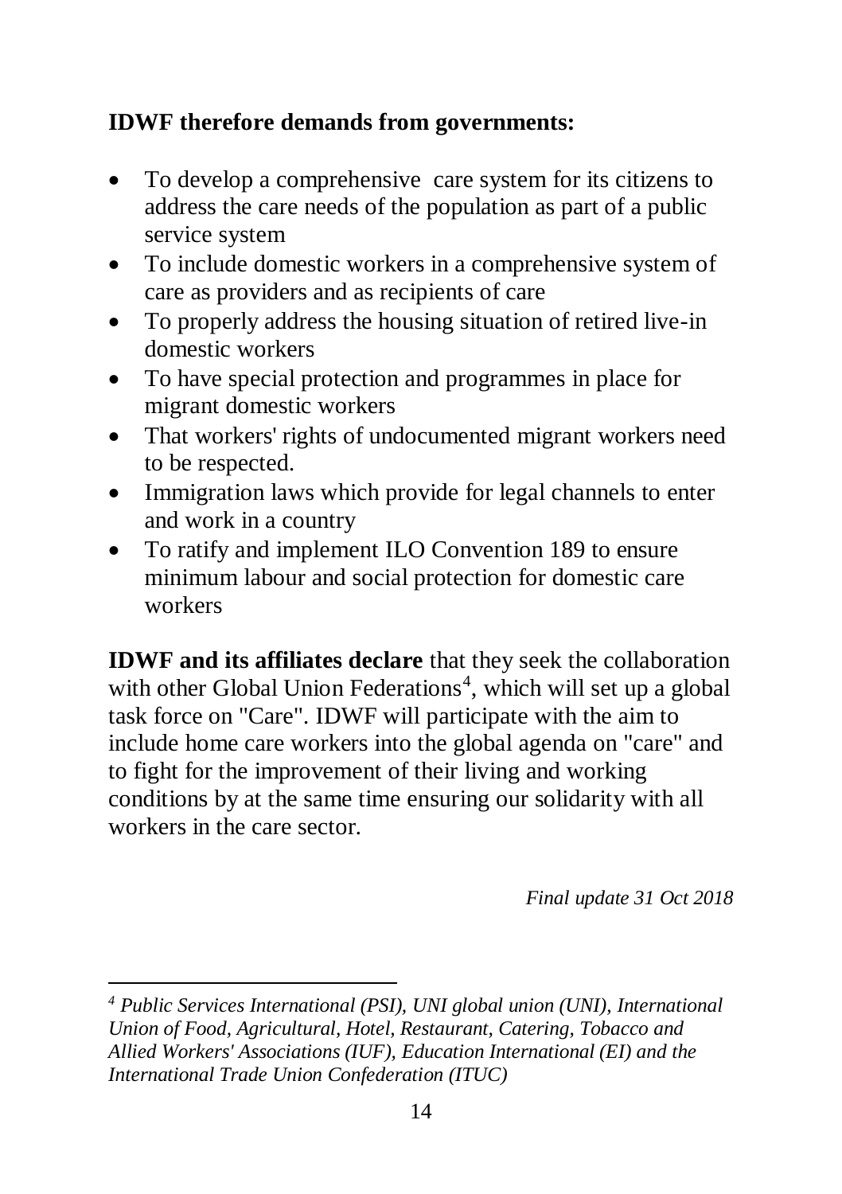**IDWF therefore demands from governments:**

- To develop a comprehensive care system for its citizens to address the care needs of the population as part of a public service system
- To include domestic workers in a comprehensive system of care as providers and as recipients of care
- To properly address the housing situation of retired live-in domestic workers
- To have special protection and programmes in place for migrant domestic workers
- That workers' rights of undocumented migrant workers need to be respected.
- Immigration laws which provide for legal channels to enter and work in a country
- To ratify and implement ILO Convention 189 to ensure minimum labour and social protection for domestic care workers

**IDWF and its affiliates declare** that they seek the collaboration with other Global Union Federations[4], which will set up a global task force on "Care". IDWF will participate with the aim to include home care workers into the global agenda on "care" and to fight for the improvement of their living and working conditions by at the same time ensuring our solidarity with all workers in the care sector.

*Final update 31 Oct 2018*

---

[4] *Public Services International (PSI), UNI global union (UNI), International Union of Food, Agricultural, Hotel, Restaurant, Catering, Tobacco and Allied Workers' Associations (IUF), Education International (EI) and the International Trade Union Confederation (ITUC)*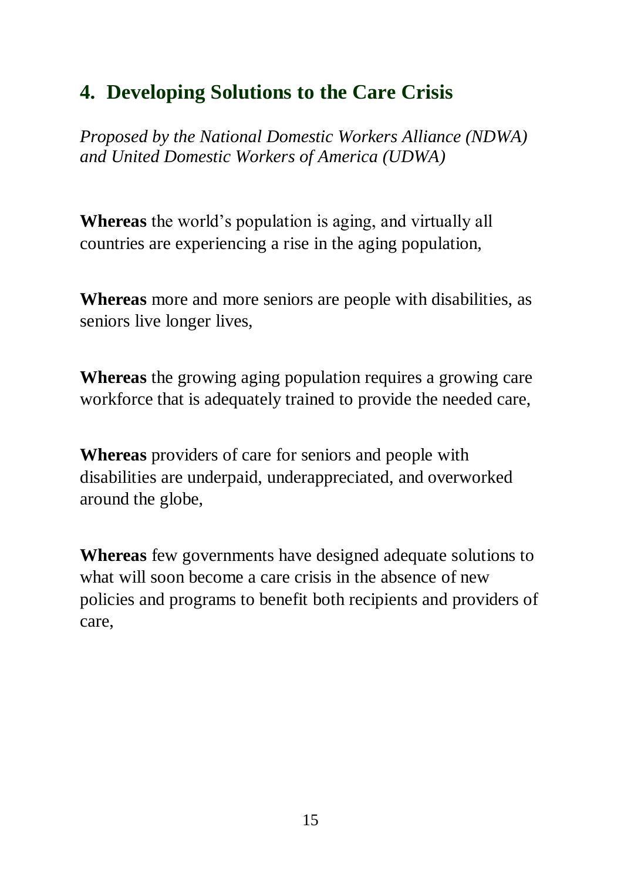## 4. Developing Solutions to the Care Crisis

*Proposed by the National Domestic Workers Alliance (NDWA) and United Domestic Workers of America (UDWA)*

**Whereas** the world's population is aging, and virtually all countries are experiencing a rise in the aging population,

**Whereas** more and more seniors are people with disabilities, as seniors live longer lives,

**Whereas** the growing aging population requires a growing care workforce that is adequately trained to provide the needed care,

**Whereas** providers of care for seniors and people with disabilities are underpaid, underappreciated, and overworked around the globe,

**Whereas** few governments have designed adequate solutions to what will soon become a care crisis in the absence of new policies and programs to benefit both recipients and providers of care,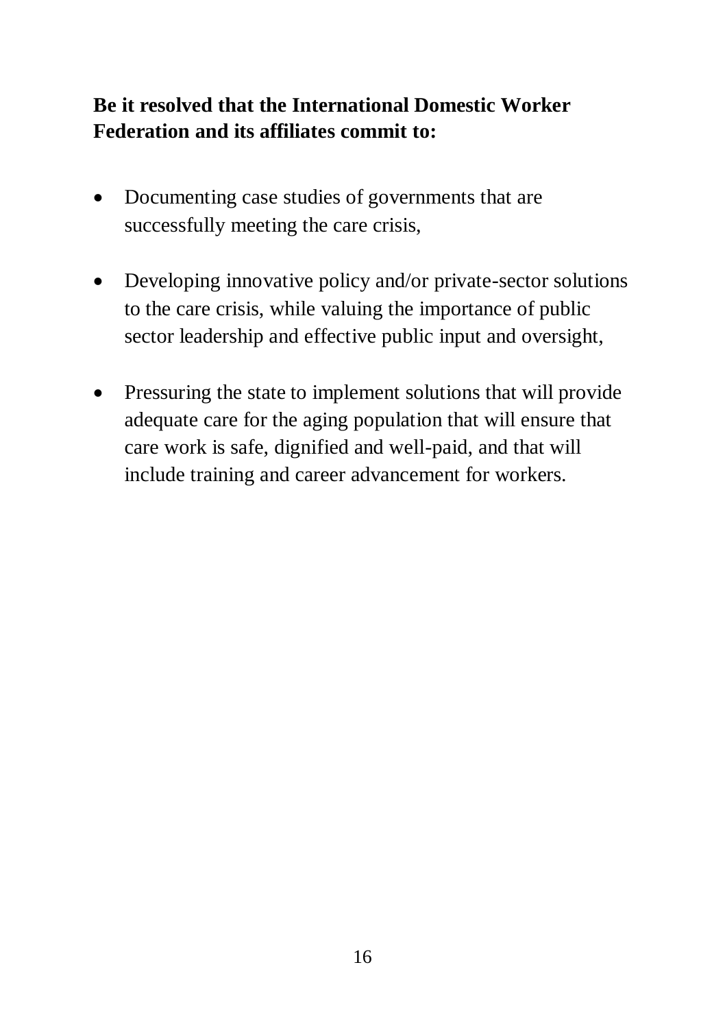**Be it resolved that the International Domestic Worker Federation and its affiliates commit to:**

- Documenting case studies of governments that are successfully meeting the care crisis,

- Developing innovative policy and/or private-sector solutions to the care crisis, while valuing the importance of public sector leadership and effective public input and oversight,

- Pressuring the state to implement solutions that will provide adequate care for the aging population that will ensure that care work is safe, dignified and well-paid, and that will include training and career advancement for workers.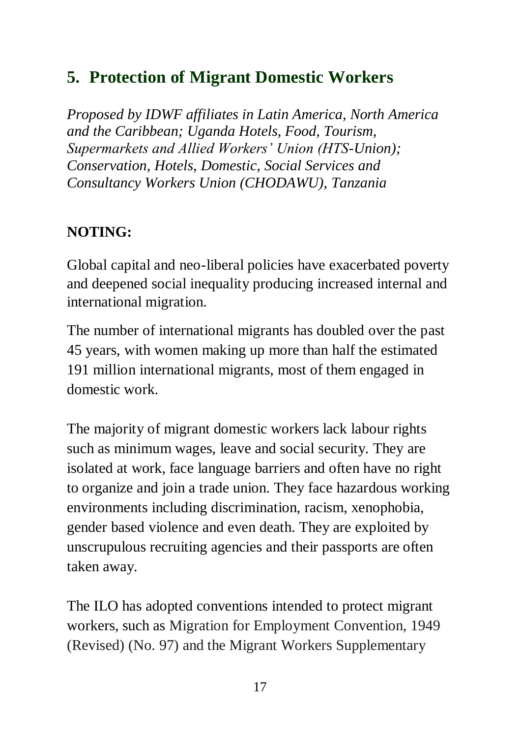## 5. Protection of Migrant Domestic Workers

*Proposed by IDWF affiliates in Latin America, North America and the Caribbean; Uganda Hotels, Food, Tourism, Supermarkets and Allied Workers' Union (HTS-Union); Conservation, Hotels, Domestic, Social Services and Consultancy Workers Union (CHODAWU), Tanzania*

**NOTING:**

Global capital and neo-liberal policies have exacerbated poverty and deepened social inequality producing increased internal and international migration.

The number of international migrants has doubled over the past 45 years, with women making up more than half the estimated 191 million international migrants, most of them engaged in domestic work.

The majority of migrant domestic workers lack labour rights such as minimum wages, leave and social security. They are isolated at work, face language barriers and often have no right to organize and join a trade union. They face hazardous working environments including discrimination, racism, xenophobia, gender based violence and even death. They are exploited by unscrupulous recruiting agencies and their passports are often taken away.

The ILO has adopted conventions intended to protect migrant workers, such as Migration for Employment Convention, 1949 (Revised) (No. 97) and the Migrant Workers Supplementary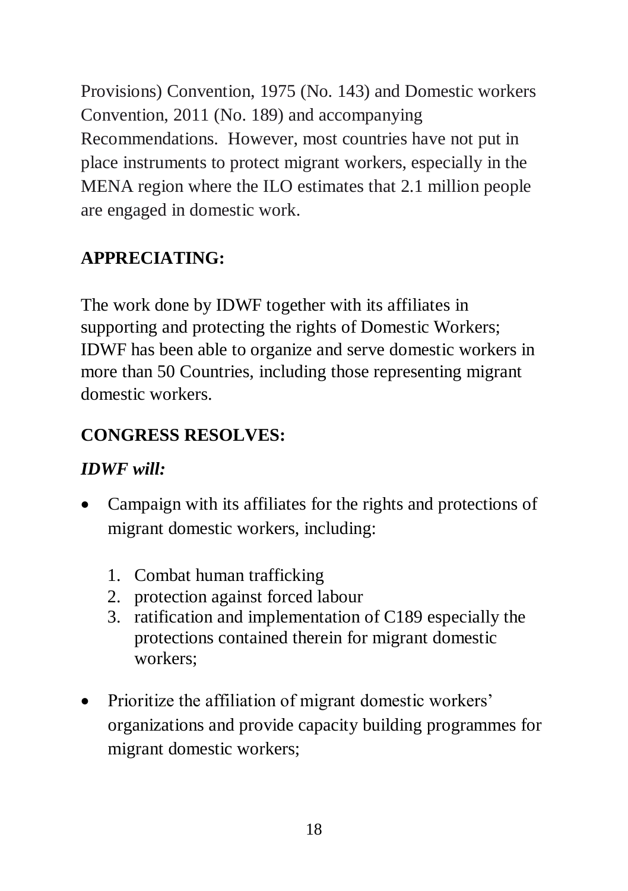Provisions) Convention, 1975 (No. 143) and Domestic workers Convention, 2011 (No. 189) and accompanying Recommendations. However, most countries have not put in place instruments to protect migrant workers, especially in the MENA region where the ILO estimates that 2.1 million people are engaged in domestic work.

**APPRECIATING:**

The work done by IDWF together with its affiliates in supporting and protecting the rights of Domestic Workers; IDWF has been able to organize and serve domestic workers in more than 50 Countries, including those representing migrant domestic workers.

**CONGRESS RESOLVES:**

***IDWF will:***

- Campaign with its affiliates for the rights and protections of migrant domestic workers, including:

    1. Combat human trafficking
    2. protection against forced labour
    3. ratification and implementation of C189 especially the protections contained therein for migrant domestic workers;

- Prioritize the affiliation of migrant domestic workers' organizations and provide capacity building programmes for migrant domestic workers;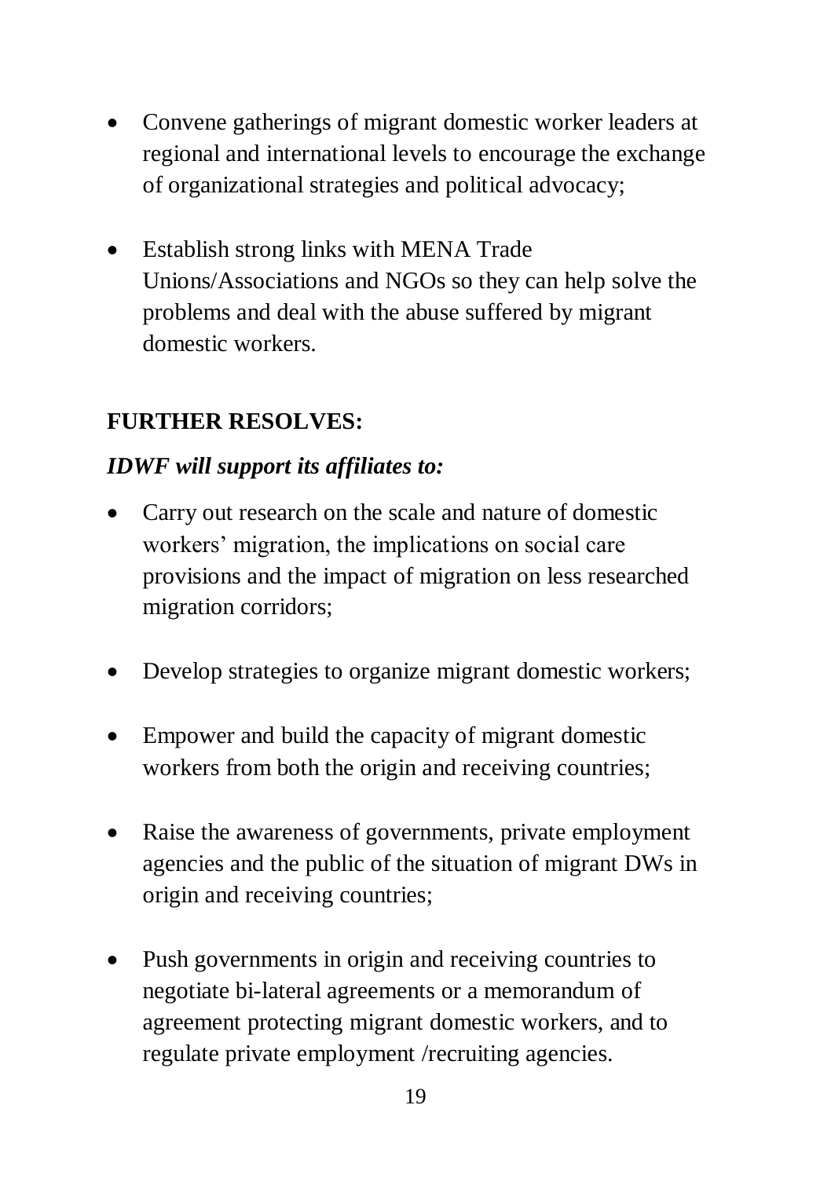- Convene gatherings of migrant domestic worker leaders at regional and international levels to encourage the exchange of organizational strategies and political advocacy;

- Establish strong links with MENA Trade Unions/Associations and NGOs so they can help solve the problems and deal with the abuse suffered by migrant domestic workers.

**FURTHER RESOLVES:**

***IDWF will support its affiliates to:***

- Carry out research on the scale and nature of domestic workers' migration, the implications on social care provisions and the impact of migration on less researched migration corridors;

- Develop strategies to organize migrant domestic workers;

- Empower and build the capacity of migrant domestic workers from both the origin and receiving countries;

- Raise the awareness of governments, private employment agencies and the public of the situation of migrant DWs in origin and receiving countries;

- Push governments in origin and receiving countries to negotiate bi-lateral agreements or a memorandum of agreement protecting migrant domestic workers, and to regulate private employment /recruiting agencies.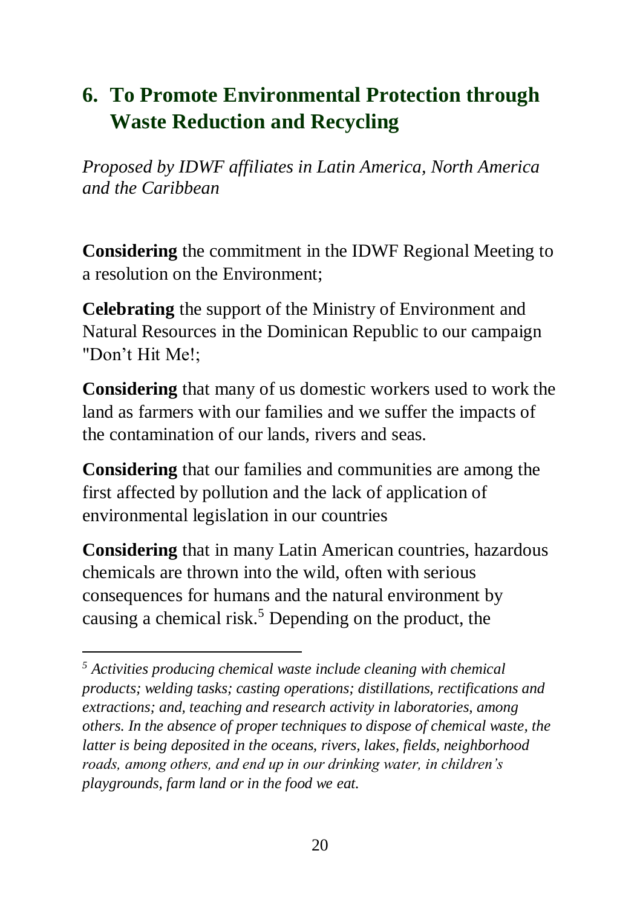## 6. To Promote Environmental Protection through Waste Reduction and Recycling

*Proposed by IDWF affiliates in Latin America, North America and the Caribbean*

**Considering** the commitment in the IDWF Regional Meeting to a resolution on the Environment;

**Celebrating** the support of the Ministry of Environment and Natural Resources in the Dominican Republic to our campaign "Don't Hit Me!;

**Considering** that many of us domestic workers used to work the land as farmers with our families and we suffer the impacts of the contamination of our lands, rivers and seas.

**Considering** that our families and communities are among the first affected by pollution and the lack of application of environmental legislation in our countries

**Considering** that in many Latin American countries, hazardous chemicals are thrown into the wild, often with serious consequences for humans and the natural environment by causing a chemical risk.[5] Depending on the product, the

---

[5] *Activities producing chemical waste include cleaning with chemical products; welding tasks; casting operations; distillations, rectifications and extractions; and, teaching and research activity in laboratories, among others. In the absence of proper techniques to dispose of chemical waste, the latter is being deposited in the oceans, rivers, lakes, fields, neighborhood roads, among others, and end up in our drinking water, in children's playgrounds, farm land or in the food we eat.*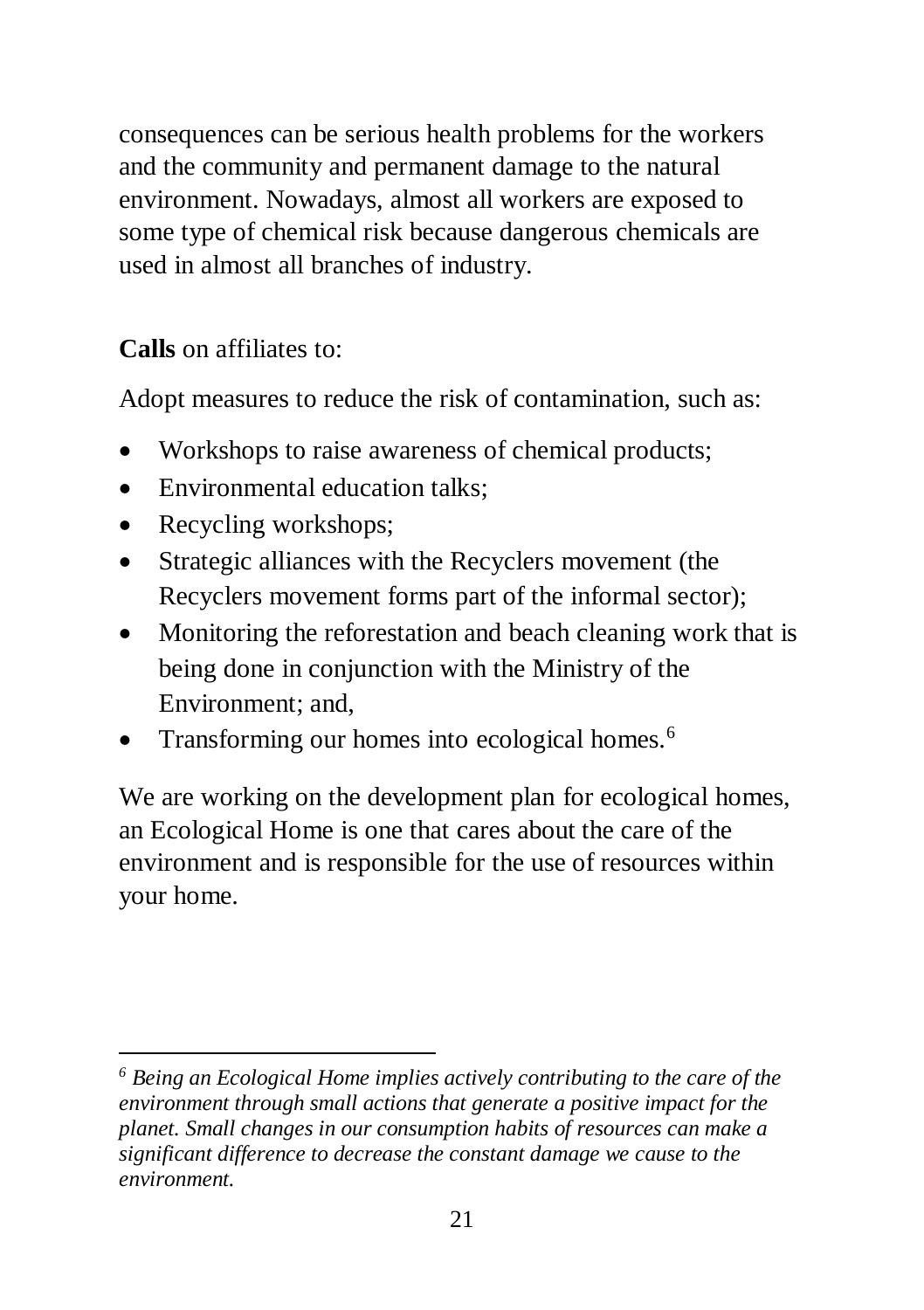consequences can be serious health problems for the workers and the community and permanent damage to the natural environment. Nowadays, almost all workers are exposed to some type of chemical risk because dangerous chemicals are used in almost all branches of industry.

**Calls** on affiliates to:

Adopt measures to reduce the risk of contamination, such as:

- Workshops to raise awareness of chemical products;
- Environmental education talks;
- Recycling workshops;
- Strategic alliances with the Recyclers movement (the Recyclers movement forms part of the informal sector);
- Monitoring the reforestation and beach cleaning work that is being done in conjunction with the Ministry of the Environment; and,
- Transforming our homes into ecological homes.[6]

We are working on the development plan for ecological homes, an Ecological Home is one that cares about the care of the environment and is responsible for the use of resources within your home.

---

[6] *Being an Ecological Home implies actively contributing to the care of the environment through small actions that generate a positive impact for the planet. Small changes in our consumption habits of resources can make a significant difference to decrease the constant damage we cause to the environment.*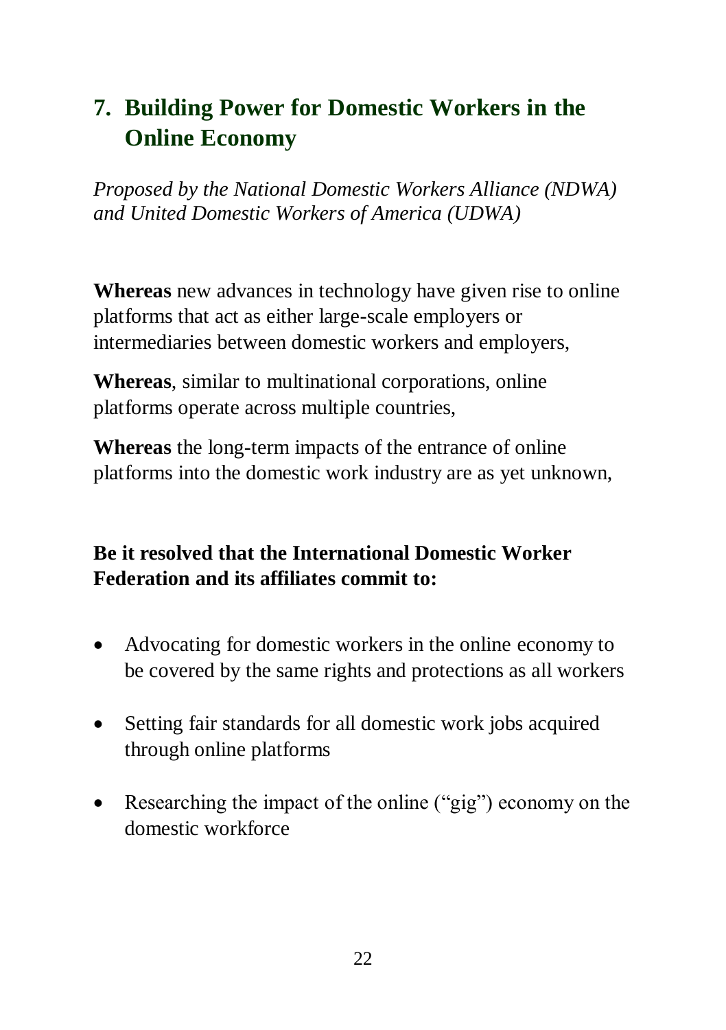## 7. Building Power for Domestic Workers in the Online Economy

*Proposed by the National Domestic Workers Alliance (NDWA) and United Domestic Workers of America (UDWA)*

**Whereas** new advances in technology have given rise to online platforms that act as either large-scale employers or intermediaries between domestic workers and employers,

**Whereas**, similar to multinational corporations, online platforms operate across multiple countries,

**Whereas** the long-term impacts of the entrance of online platforms into the domestic work industry are as yet unknown,

**Be it resolved that the International Domestic Worker Federation and its affiliates commit to:**

- Advocating for domestic workers in the online economy to be covered by the same rights and protections as all workers
- Setting fair standards for all domestic work jobs acquired through online platforms
- Researching the impact of the online ("gig") economy on the domestic workforce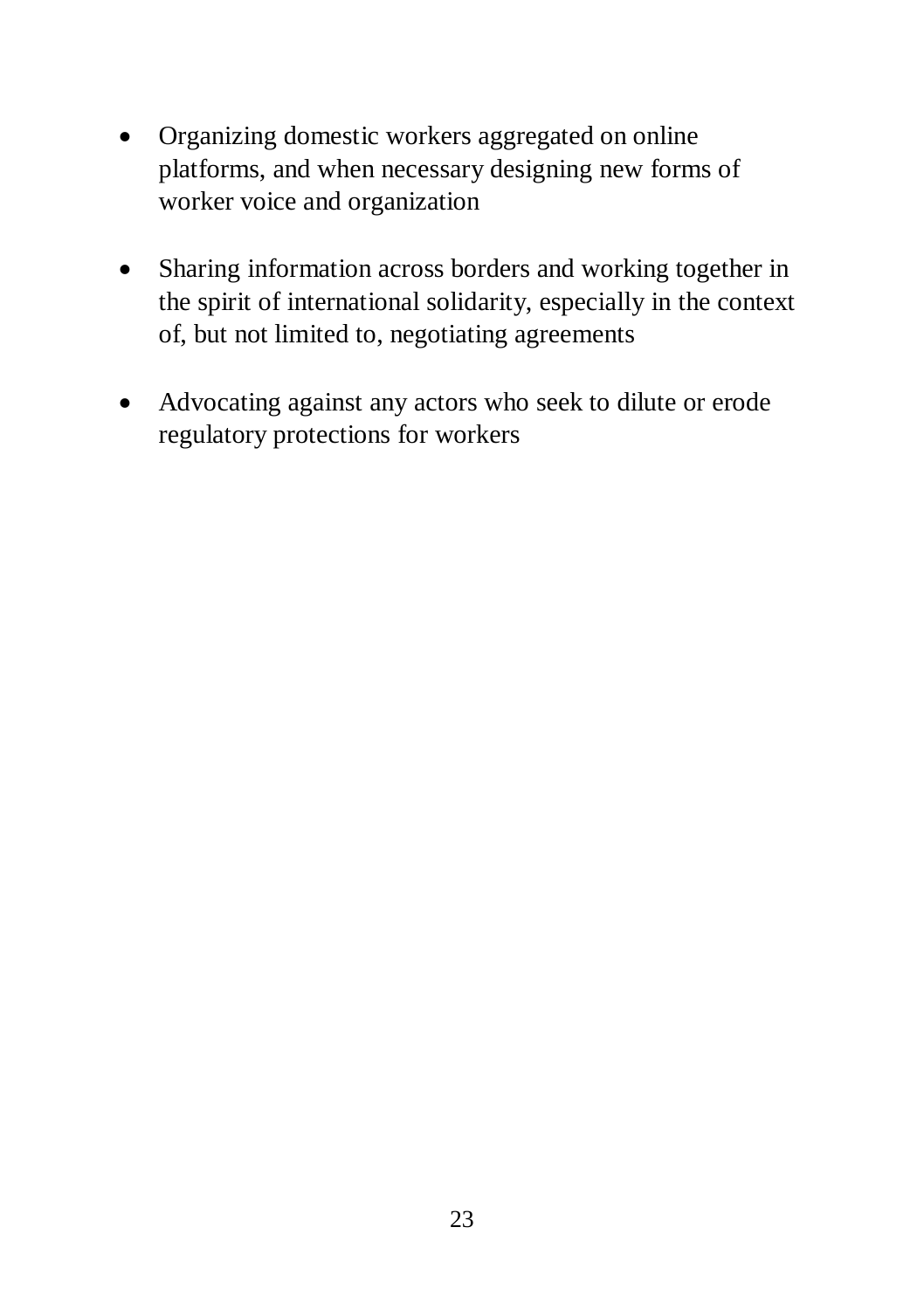- Organizing domestic workers aggregated on online platforms, and when necessary designing new forms of worker voice and organization

- Sharing information across borders and working together in the spirit of international solidarity, especially in the context of, but not limited to, negotiating agreements

- Advocating against any actors who seek to dilute or erode regulatory protections for workers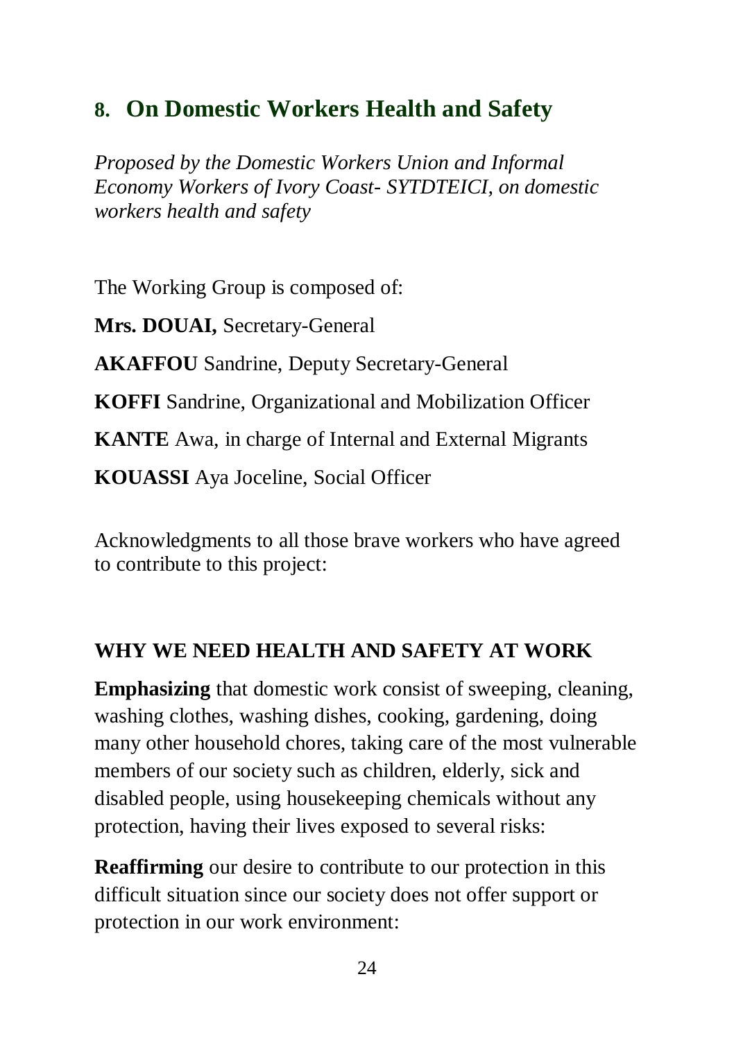## 8. On Domestic Workers Health and Safety

*Proposed by the Domestic Workers Union and Informal Economy Workers of Ivory Coast- SYTDTEICI, on domestic workers health and safety*

The Working Group is composed of:

**Mrs. DOUAI,** Secretary-General

**AKAFFOU** Sandrine, Deputy Secretary-General

**KOFFI** Sandrine, Organizational and Mobilization Officer

**KANTE** Awa, in charge of Internal and External Migrants

**KOUASSI** Aya Joceline, Social Officer

Acknowledgments to all those brave workers who have agreed to contribute to this project:

### WHY WE NEED HEALTH AND SAFETY AT WORK

**Emphasizing** that domestic work consist of sweeping, cleaning, washing clothes, washing dishes, cooking, gardening, doing many other household chores, taking care of the most vulnerable members of our society such as children, elderly, sick and disabled people, using housekeeping chemicals without any protection, having their lives exposed to several risks:

**Reaffirming** our desire to contribute to our protection in this difficult situation since our society does not offer support or protection in our work environment: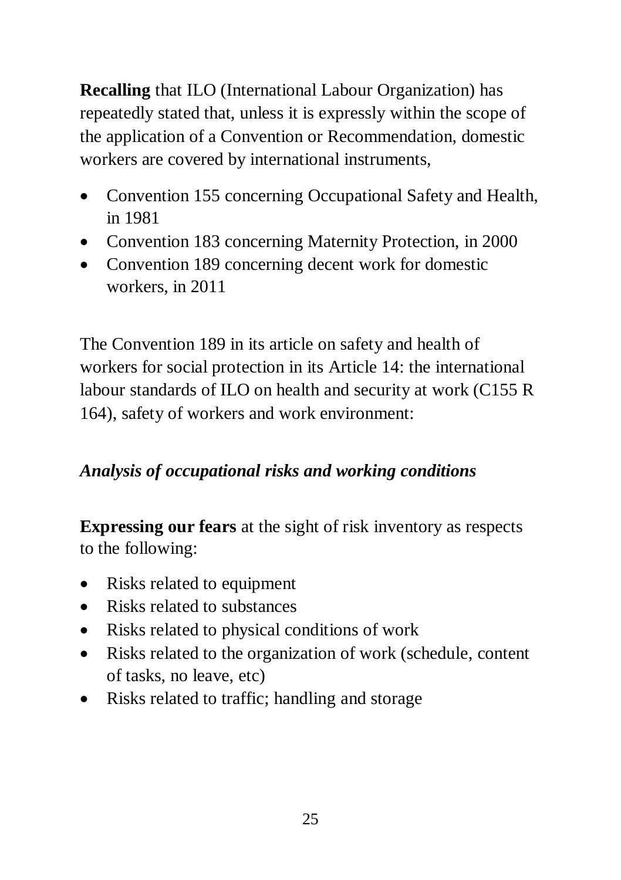**Recalling** that ILO (International Labour Organization) has repeatedly stated that, unless it is expressly within the scope of the application of a Convention or Recommendation, domestic workers are covered by international instruments,

- Convention 155 concerning Occupational Safety and Health, in 1981
- Convention 183 concerning Maternity Protection, in 2000
- Convention 189 concerning decent work for domestic workers, in 2011

The Convention 189 in its article on safety and health of workers for social protection in its Article 14: the international labour standards of ILO on health and security at work (C155 R 164), safety of workers and work environment:

### *Analysis of occupational risks and working conditions*

**Expressing our fears** at the sight of risk inventory as respects to the following:

- Risks related to equipment
- Risks related to substances
- Risks related to physical conditions of work
- Risks related to the organization of work (schedule, content of tasks, no leave, etc)
- Risks related to traffic; handling and storage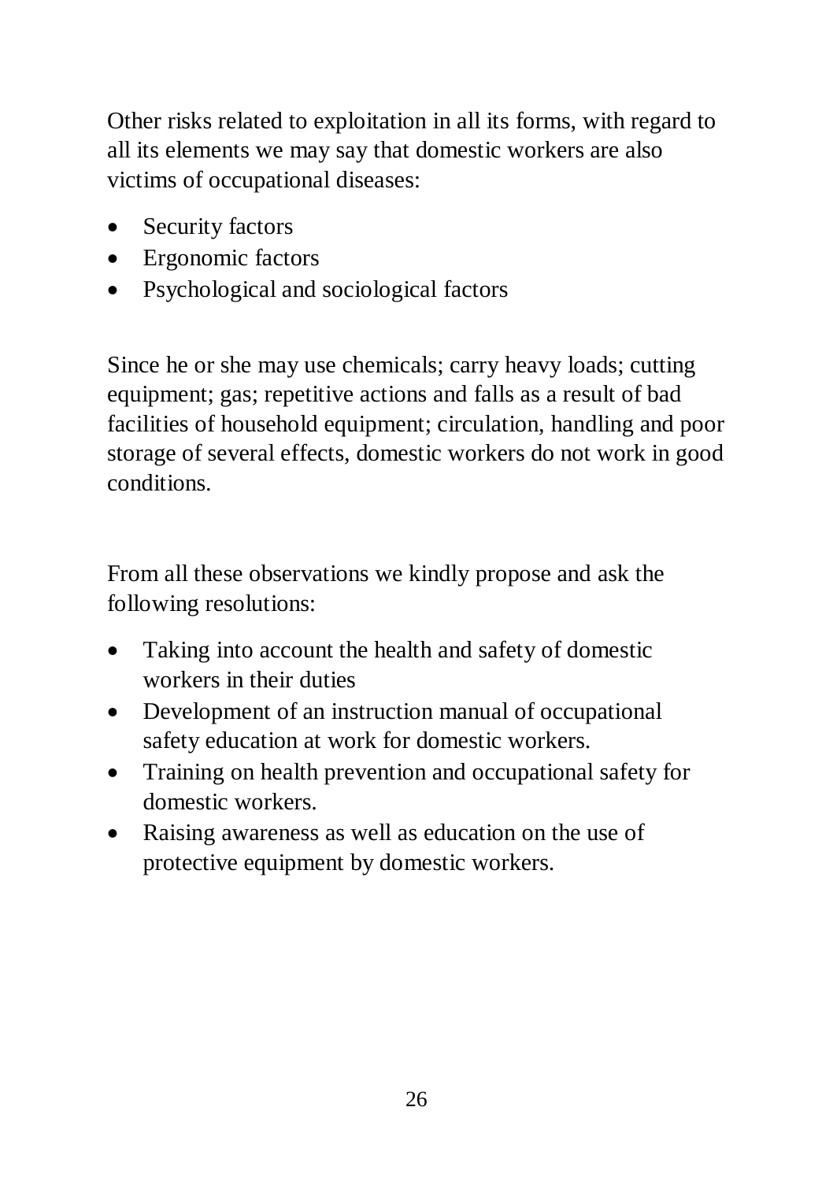Other risks related to exploitation in all its forms, with regard to all its elements we may say that domestic workers are also victims of occupational diseases:

- Security factors
- Ergonomic factors
- Psychological and sociological factors

Since he or she may use chemicals; carry heavy loads; cutting equipment; gas; repetitive actions and falls as a result of bad facilities of household equipment; circulation, handling and poor storage of several effects, domestic workers do not work in good conditions.

From all these observations we kindly propose and ask the following resolutions:

- Taking into account the health and safety of domestic workers in their duties
- Development of an instruction manual of occupational safety education at work for domestic workers.
- Training on health prevention and occupational safety for domestic workers.
- Raising awareness as well as education on the use of protective equipment by domestic workers.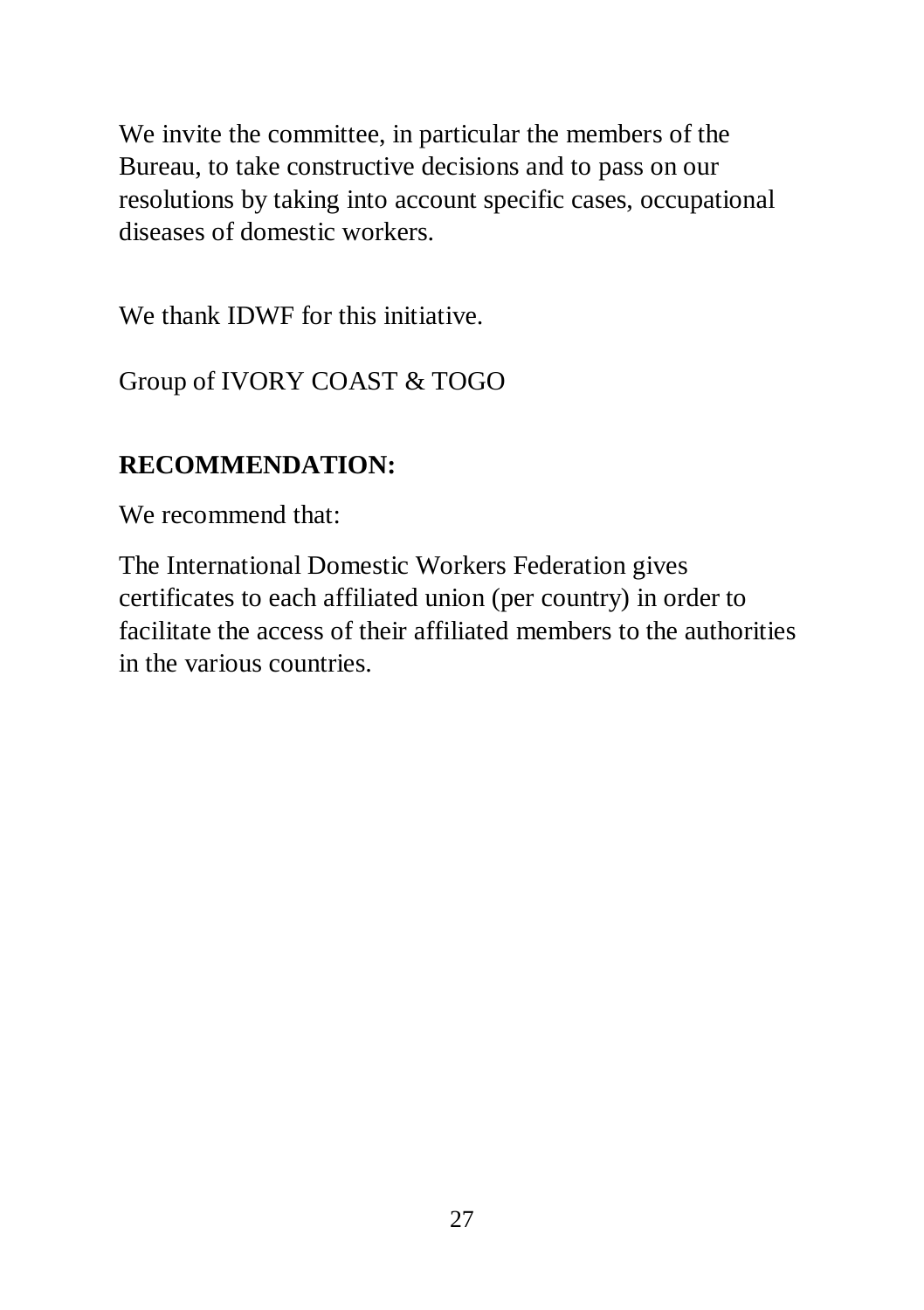We invite the committee, in particular the members of the Bureau, to take constructive decisions and to pass on our resolutions by taking into account specific cases, occupational diseases of domestic workers.

We thank IDWF for this initiative.

Group of IVORY COAST & TOGO

**RECOMMENDATION:**

We recommend that:

The International Domestic Workers Federation gives certificates to each affiliated union (per country) in order to facilitate the access of their affiliated members to the authorities in the various countries.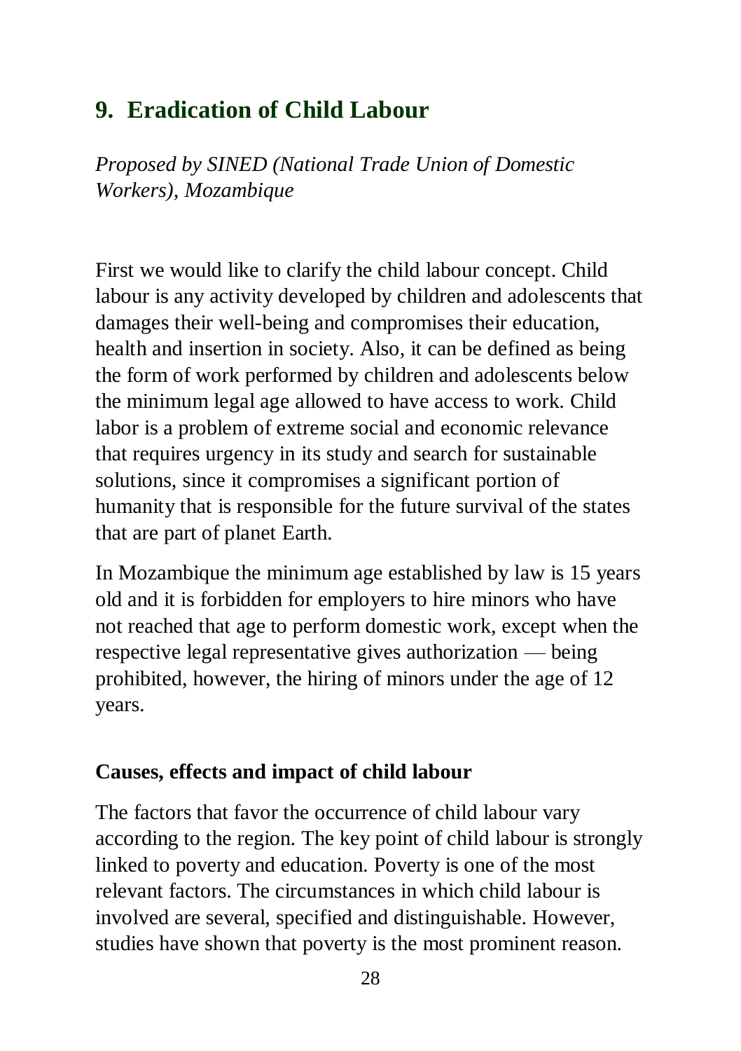## 9. Eradication of Child Labour

*Proposed by SINED (National Trade Union of Domestic Workers), Mozambique*

First we would like to clarify the child labour concept. Child labour is any activity developed by children and adolescents that damages their well-being and compromises their education, health and insertion in society. Also, it can be defined as being the form of work performed by children and adolescents below the minimum legal age allowed to have access to work. Child labor is a problem of extreme social and economic relevance that requires urgency in its study and search for sustainable solutions, since it compromises a significant portion of humanity that is responsible for the future survival of the states that are part of planet Earth.

In Mozambique the minimum age established by law is 15 years old and it is forbidden for employers to hire minors who have not reached that age to perform domestic work, except when the respective legal representative gives authorization — being prohibited, however, the hiring of minors under the age of 12 years.

**Causes, effects and impact of child labour**

The factors that favor the occurrence of child labour vary according to the region. The key point of child labour is strongly linked to poverty and education. Poverty is one of the most relevant factors. The circumstances in which child labour is involved are several, specified and distinguishable. However, studies have shown that poverty is the most prominent reason.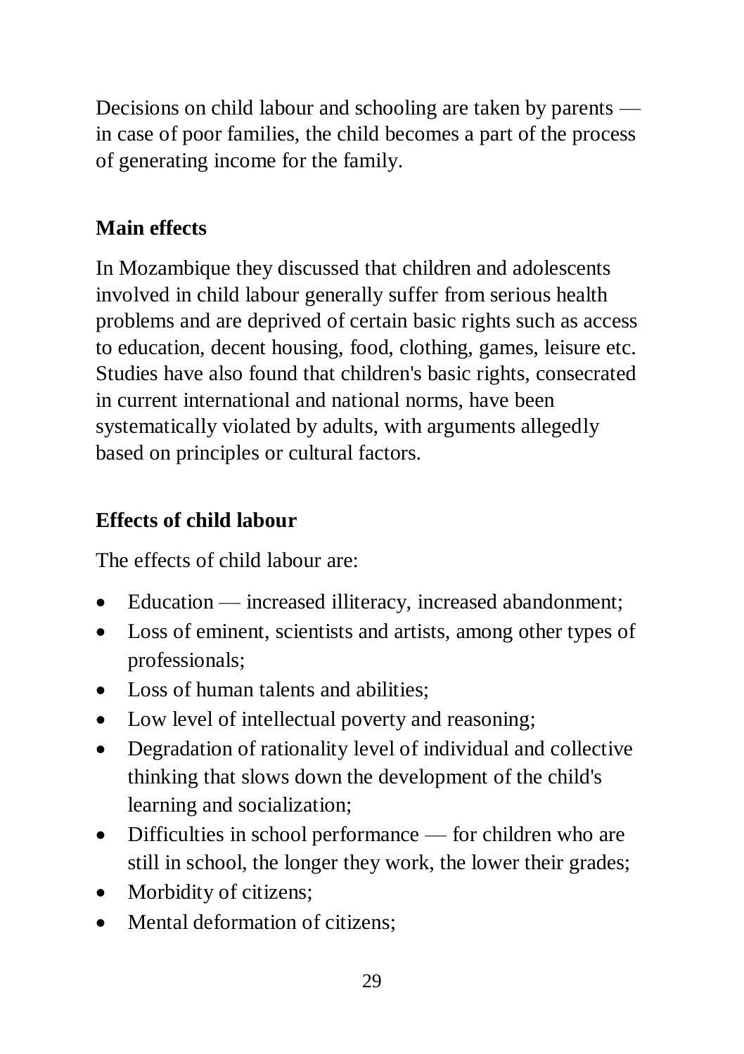Decisions on child labour and schooling are taken by parents — in case of poor families, the child becomes a part of the process of generating income for the family.

**Main effects**

In Mozambique they discussed that children and adolescents involved in child labour generally suffer from serious health problems and are deprived of certain basic rights such as access to education, decent housing, food, clothing, games, leisure etc. Studies have also found that children's basic rights, consecrated in current international and national norms, have been systematically violated by adults, with arguments allegedly based on principles or cultural factors.

**Effects of child labour**

The effects of child labour are:

- Education — increased illiteracy, increased abandonment;
- Loss of eminent, scientists and artists, among other types of professionals;
- Loss of human talents and abilities;
- Low level of intellectual poverty and reasoning;
- Degradation of rationality level of individual and collective thinking that slows down the development of the child's learning and socialization;
- Difficulties in school performance — for children who are still in school, the longer they work, the lower their grades;
- Morbidity of citizens;
- Mental deformation of citizens;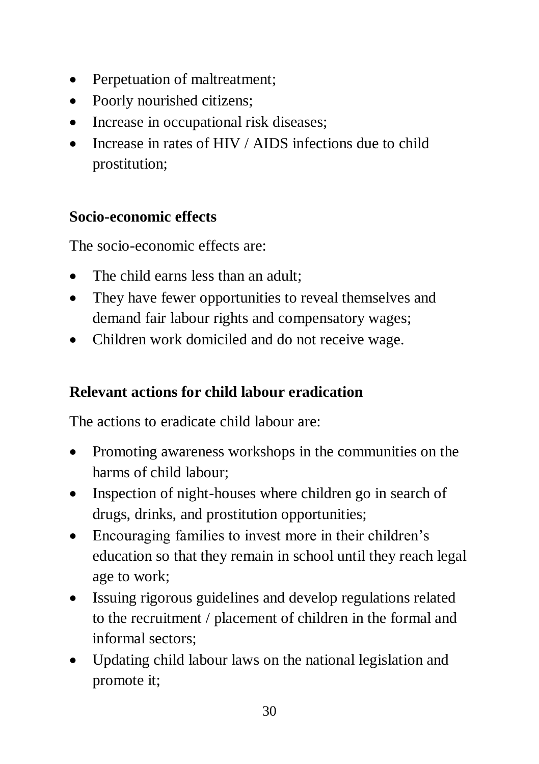- Perpetuation of maltreatment;
- Poorly nourished citizens;
- Increase in occupational risk diseases;
- Increase in rates of HIV / AIDS infections due to child prostitution;

### Socio-economic effects

The socio-economic effects are:

- The child earns less than an adult;
- They have fewer opportunities to reveal themselves and demand fair labour rights and compensatory wages;
- Children work domiciled and do not receive wage.

### Relevant actions for child labour eradication

The actions to eradicate child labour are:

- Promoting awareness workshops in the communities on the harms of child labour;
- Inspection of night-houses where children go in search of drugs, drinks, and prostitution opportunities;
- Encouraging families to invest more in their children's education so that they remain in school until they reach legal age to work;
- Issuing rigorous guidelines and develop regulations related to the recruitment / placement of children in the formal and informal sectors;
- Updating child labour laws on the national legislation and promote it;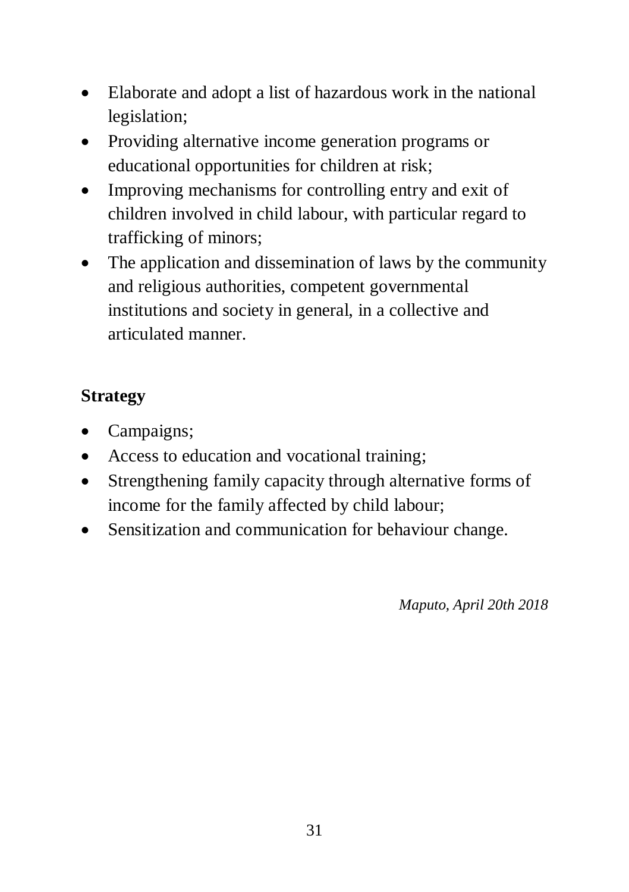- Elaborate and adopt a list of hazardous work in the national legislation;
- Providing alternative income generation programs or educational opportunities for children at risk;
- Improving mechanisms for controlling entry and exit of children involved in child labour, with particular regard to trafficking of minors;
- The application and dissemination of laws by the community and religious authorities, competent governmental institutions and society in general, in a collective and articulated manner.

**Strategy**

- Campaigns;
- Access to education and vocational training;
- Strengthening family capacity through alternative forms of income for the family affected by child labour;
- Sensitization and communication for behaviour change.

*Maputo, April 20th 2018*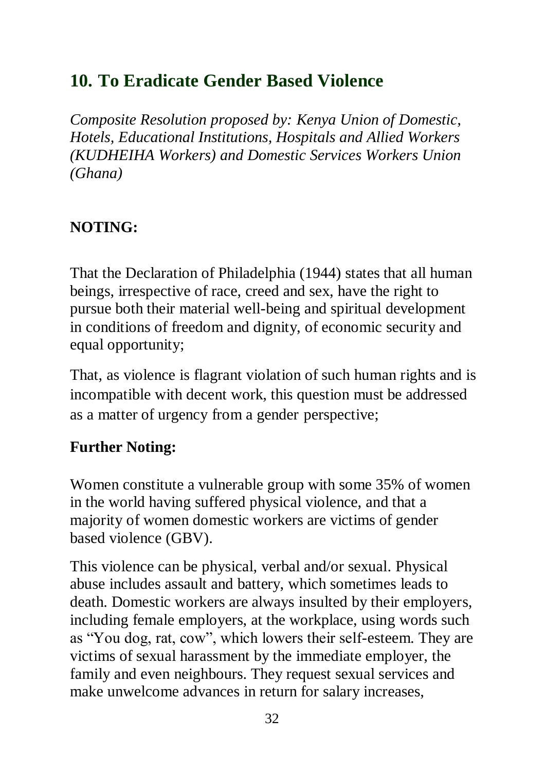## 10. To Eradicate Gender Based Violence

*Composite Resolution proposed by: Kenya Union of Domestic, Hotels, Educational Institutions, Hospitals and Allied Workers (KUDHEIHA Workers) and Domestic Services Workers Union (Ghana)*

**NOTING:**

That the Declaration of Philadelphia (1944) states that all human beings, irrespective of race, creed and sex, have the right to pursue both their material well-being and spiritual development in conditions of freedom and dignity, of economic security and equal opportunity;

That, as violence is flagrant violation of such human rights and is incompatible with decent work, this question must be addressed as a matter of urgency from a gender perspective;

**Further Noting:**

Women constitute a vulnerable group with some 35% of women in the world having suffered physical violence, and that a majority of women domestic workers are victims of gender based violence (GBV).

This violence can be physical, verbal and/or sexual. Physical abuse includes assault and battery, which sometimes leads to death. Domestic workers are always insulted by their employers, including female employers, at the workplace, using words such as "You dog, rat, cow", which lowers their self-esteem. They are victims of sexual harassment by the immediate employer, the family and even neighbours. They request sexual services and make unwelcome advances in return for salary increases,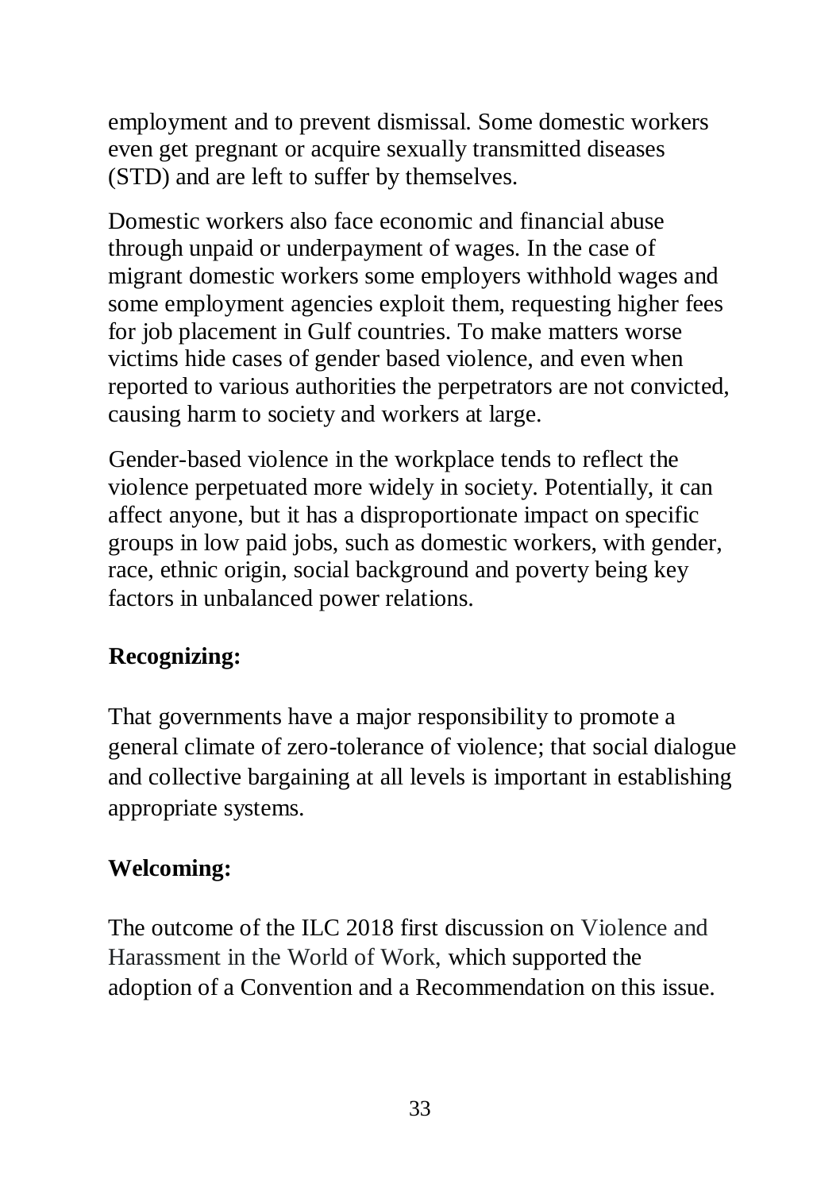employment and to prevent dismissal. Some domestic workers even get pregnant or acquire sexually transmitted diseases (STD) and are left to suffer by themselves.

Domestic workers also face economic and financial abuse through unpaid or underpayment of wages. In the case of migrant domestic workers some employers withhold wages and some employment agencies exploit them, requesting higher fees for job placement in Gulf countries. To make matters worse victims hide cases of gender based violence, and even when reported to various authorities the perpetrators are not convicted, causing harm to society and workers at large.

Gender-based violence in the workplace tends to reflect the violence perpetuated more widely in society. Potentially, it can affect anyone, but it has a disproportionate impact on specific groups in low paid jobs, such as domestic workers, with gender, race, ethnic origin, social background and poverty being key factors in unbalanced power relations.

**Recognizing:**

That governments have a major responsibility to promote a general climate of zero-tolerance of violence; that social dialogue and collective bargaining at all levels is important in establishing appropriate systems.

**Welcoming:**

The outcome of the ILC 2018 first discussion on Violence and Harassment in the World of Work, which supported the adoption of a Convention and a Recommendation on this issue.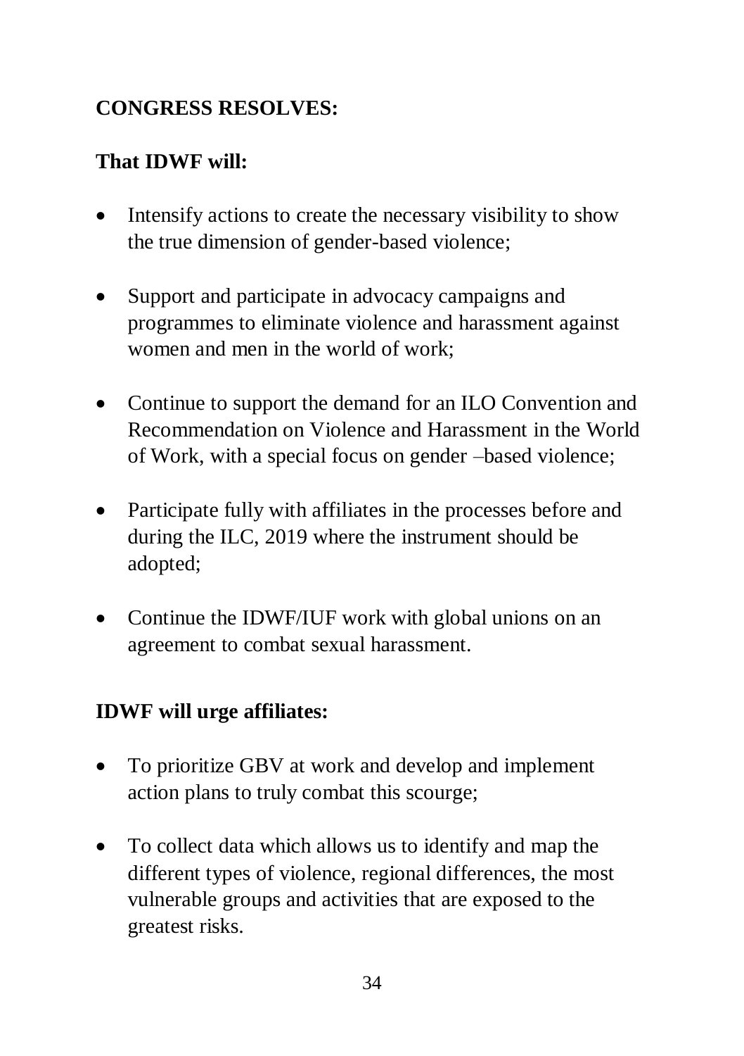**CONGRESS RESOLVES:**

**That IDWF will:**

- Intensify actions to create the necessary visibility to show the true dimension of gender-based violence;
- Support and participate in advocacy campaigns and programmes to eliminate violence and harassment against women and men in the world of work;
- Continue to support the demand for an ILO Convention and Recommendation on Violence and Harassment in the World of Work, with a special focus on gender –based violence;
- Participate fully with affiliates in the processes before and during the ILC, 2019 where the instrument should be adopted;
- Continue the IDWF/IUF work with global unions on an agreement to combat sexual harassment.

**IDWF will urge affiliates:**

- To prioritize GBV at work and develop and implement action plans to truly combat this scourge;
- To collect data which allows us to identify and map the different types of violence, regional differences, the most vulnerable groups and activities that are exposed to the greatest risks.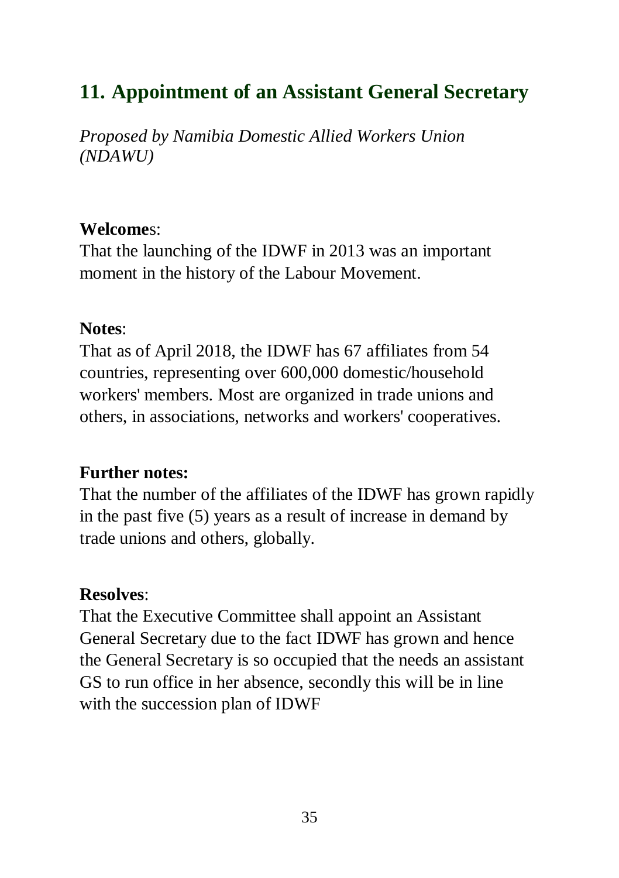## 11. Appointment of an Assistant General Secretary

*Proposed by Namibia Domestic Allied Workers Union (NDAWU)*

**Welcome**s:
That the launching of the IDWF in 2013 was an important moment in the history of the Labour Movement.

**Notes**:
That as of April 2018, the IDWF has 67 affiliates from 54 countries, representing over 600,000 domestic/household workers' members. Most are organized in trade unions and others, in associations, networks and workers' cooperatives.

**Further notes:**
That the number of the affiliates of the IDWF has grown rapidly in the past five (5) years as a result of increase in demand by trade unions and others, globally.

**Resolves**:
That the Executive Committee shall appoint an Assistant General Secretary due to the fact IDWF has grown and hence the General Secretary is so occupied that the needs an assistant GS to run office in her absence, secondly this will be in line with the succession plan of IDWF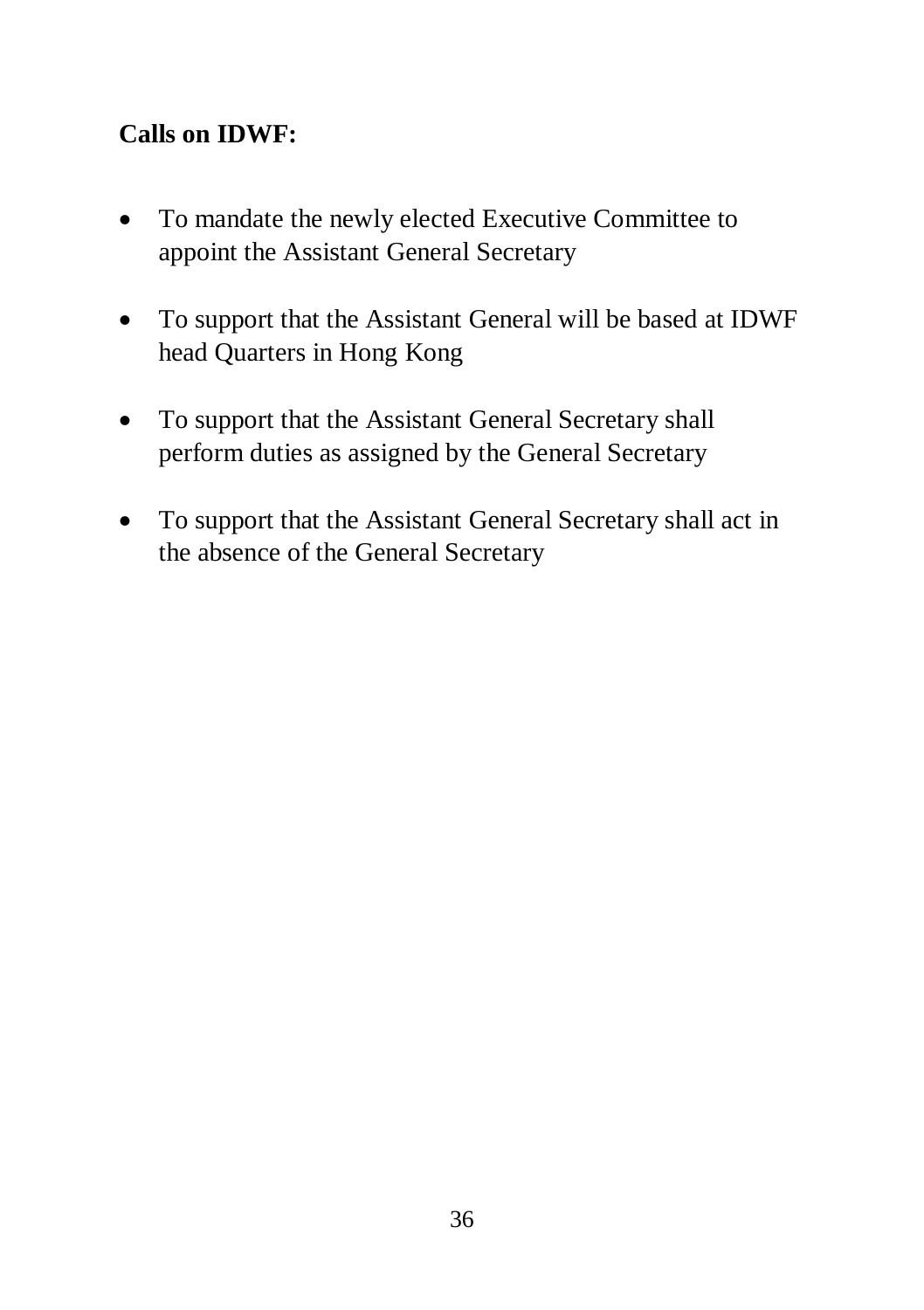**Calls on IDWF:**

- To mandate the newly elected Executive Committee to appoint the Assistant General Secretary
- To support that the Assistant General will be based at IDWF head Quarters in Hong Kong
- To support that the Assistant General Secretary shall perform duties as assigned by the General Secretary
- To support that the Assistant General Secretary shall act in the absence of the General Secretary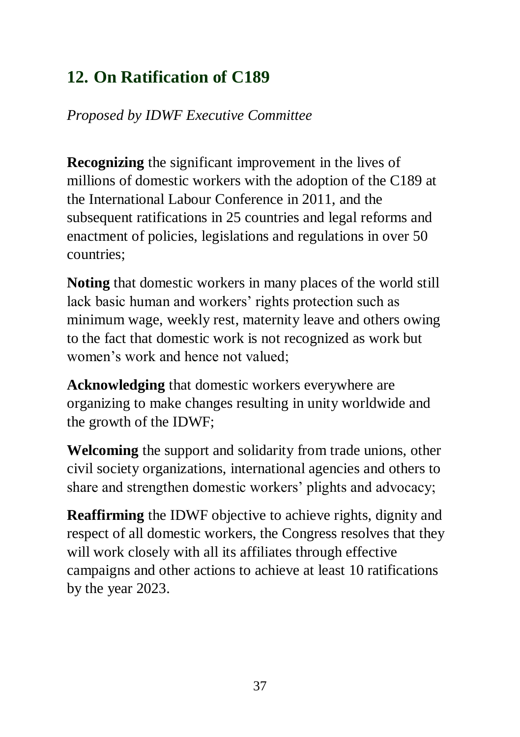## 12. On Ratification of C189

*Proposed by IDWF Executive Committee*

**Recognizing** the significant improvement in the lives of millions of domestic workers with the adoption of the C189 at the International Labour Conference in 2011, and the subsequent ratifications in 25 countries and legal reforms and enactment of policies, legislations and regulations in over 50 countries;

**Noting** that domestic workers in many places of the world still lack basic human and workers' rights protection such as minimum wage, weekly rest, maternity leave and others owing to the fact that domestic work is not recognized as work but women's work and hence not valued;

**Acknowledging** that domestic workers everywhere are organizing to make changes resulting in unity worldwide and the growth of the IDWF;

**Welcoming** the support and solidarity from trade unions, other civil society organizations, international agencies and others to share and strengthen domestic workers' plights and advocacy;

**Reaffirming** the IDWF objective to achieve rights, dignity and respect of all domestic workers, the Congress resolves that they will work closely with all its affiliates through effective campaigns and other actions to achieve at least 10 ratifications by the year 2023.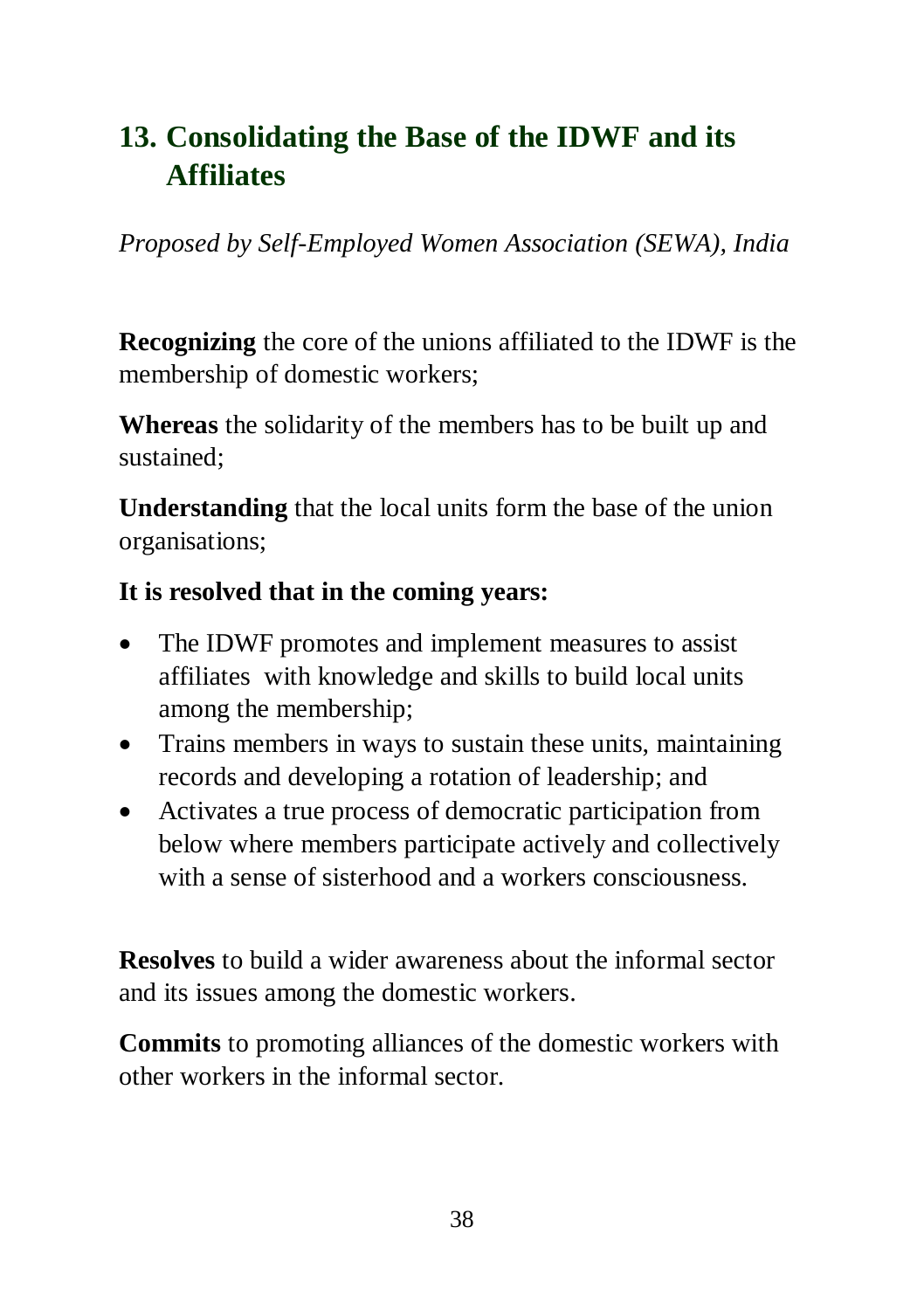## 13. Consolidating the Base of the IDWF and its Affiliates

*Proposed by Self-Employed Women Association (SEWA), India*

**Recognizing** the core of the unions affiliated to the IDWF is the membership of domestic workers;

**Whereas** the solidarity of the members has to be built up and sustained;

**Understanding** that the local units form the base of the union organisations;

**It is resolved that in the coming years:**

- The IDWF promotes and implement measures to assist affiliates with knowledge and skills to build local units among the membership;
- Trains members in ways to sustain these units, maintaining records and developing a rotation of leadership; and
- Activates a true process of democratic participation from below where members participate actively and collectively with a sense of sisterhood and a workers consciousness.

**Resolves** to build a wider awareness about the informal sector and its issues among the domestic workers.

**Commits** to promoting alliances of the domestic workers with other workers in the informal sector.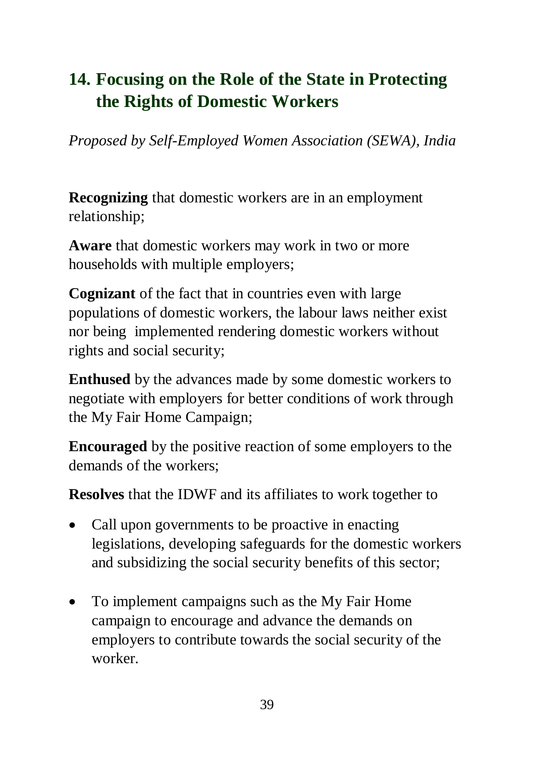## 14. Focusing on the Role of the State in Protecting the Rights of Domestic Workers

*Proposed by Self-Employed Women Association (SEWA), India*

**Recognizing** that domestic workers are in an employment relationship;

**Aware** that domestic workers may work in two or more households with multiple employers;

**Cognizant** of the fact that in countries even with large populations of domestic workers, the labour laws neither exist nor being implemented rendering domestic workers without rights and social security;

**Enthused** by the advances made by some domestic workers to negotiate with employers for better conditions of work through the My Fair Home Campaign;

**Encouraged** by the positive reaction of some employers to the demands of the workers;

**Resolves** that the IDWF and its affiliates to work together to

- Call upon governments to be proactive in enacting legislations, developing safeguards for the domestic workers and subsidizing the social security benefits of this sector;
- To implement campaigns such as the My Fair Home campaign to encourage and advance the demands on employers to contribute towards the social security of the worker.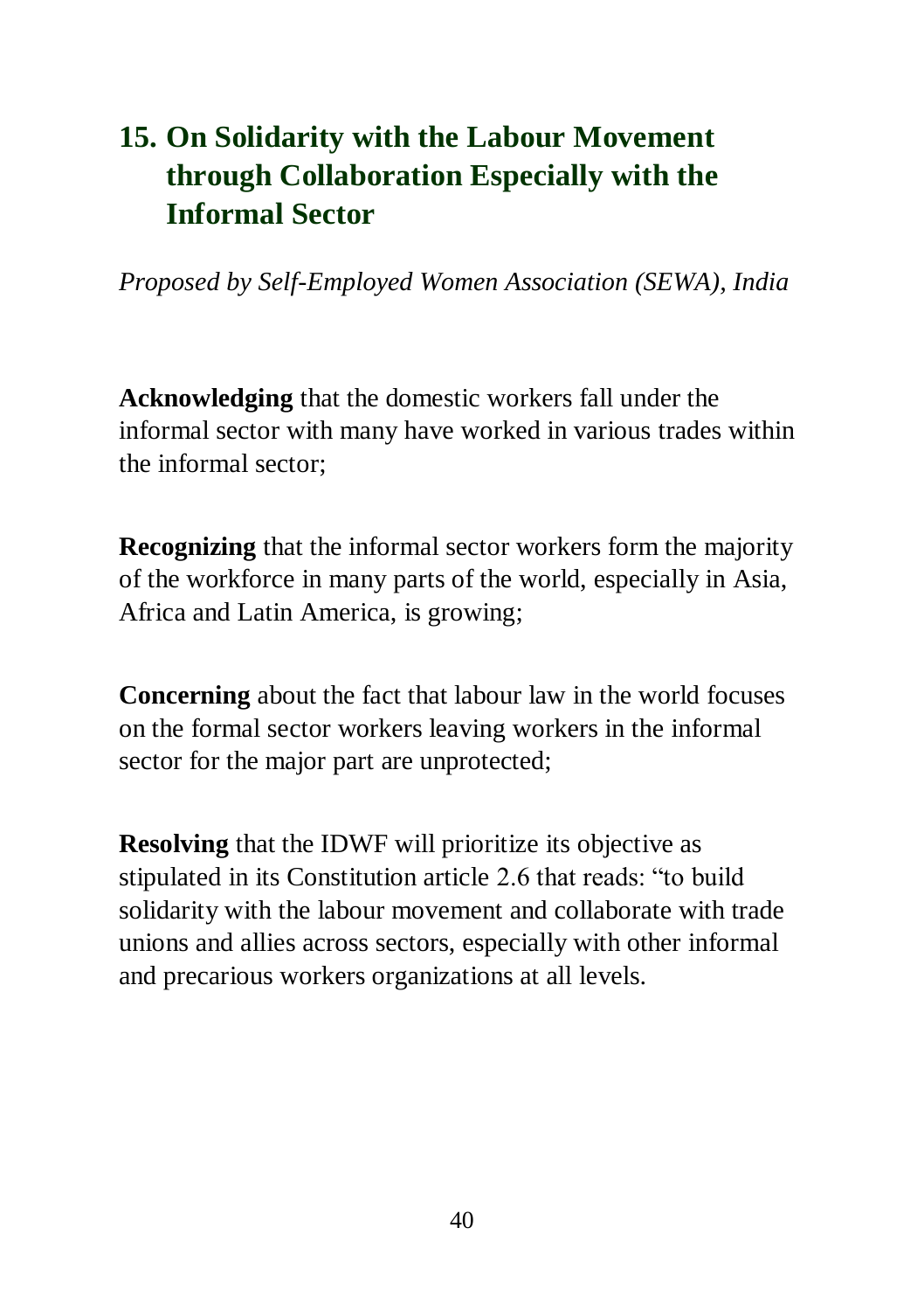## 15. On Solidarity with the Labour Movement through Collaboration Especially with the Informal Sector

*Proposed by Self-Employed Women Association (SEWA), India*

**Acknowledging** that the domestic workers fall under the informal sector with many have worked in various trades within the informal sector;

**Recognizing** that the informal sector workers form the majority of the workforce in many parts of the world, especially in Asia, Africa and Latin America, is growing;

**Concerning** about the fact that labour law in the world focuses on the formal sector workers leaving workers in the informal sector for the major part are unprotected;

**Resolving** that the IDWF will prioritize its objective as stipulated in its Constitution article 2.6 that reads: "to build solidarity with the labour movement and collaborate with trade unions and allies across sectors, especially with other informal and precarious workers organizations at all levels.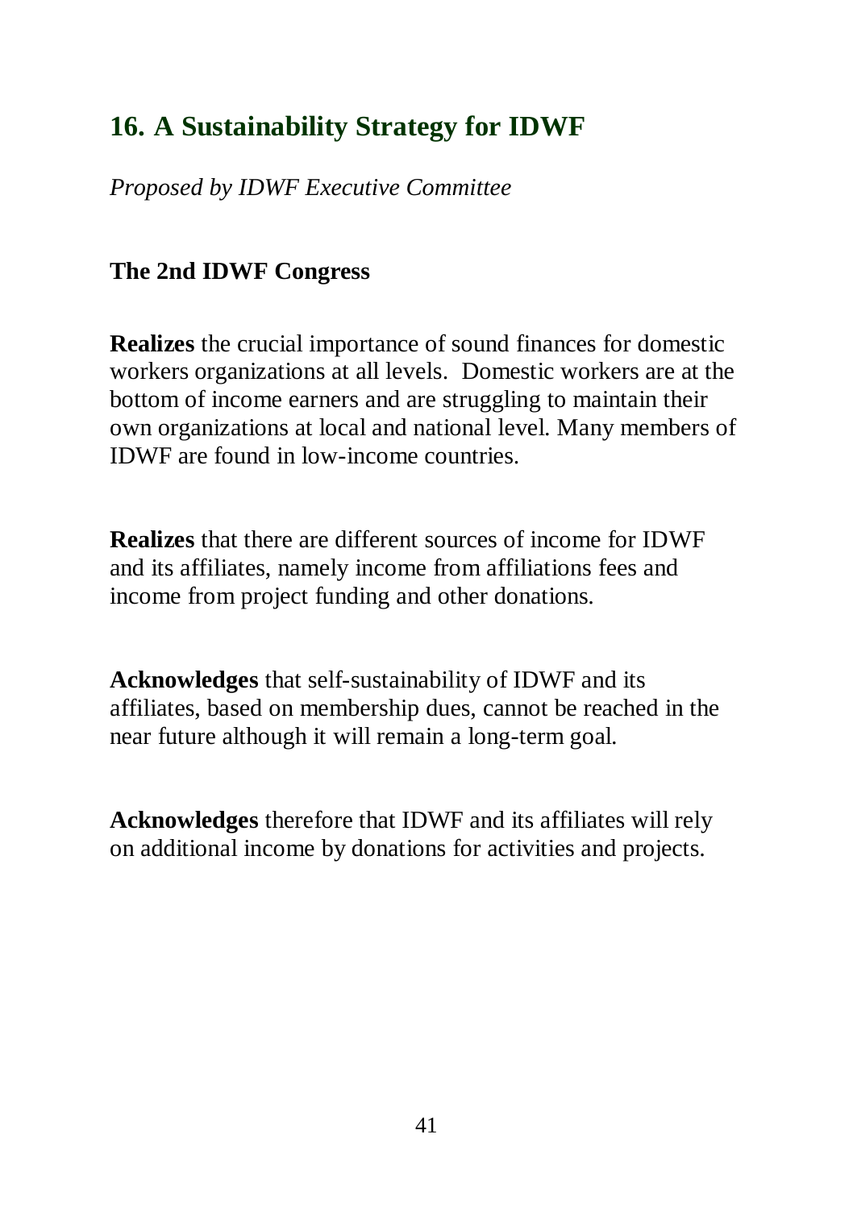## 16. A Sustainability Strategy for IDWF

*Proposed by IDWF Executive Committee*

**The 2nd IDWF Congress**

**Realizes** the crucial importance of sound finances for domestic workers organizations at all levels. Domestic workers are at the bottom of income earners and are struggling to maintain their own organizations at local and national level. Many members of IDWF are found in low-income countries.

**Realizes** that there are different sources of income for IDWF and its affiliates, namely income from affiliations fees and income from project funding and other donations.

**Acknowledges** that self-sustainability of IDWF and its affiliates, based on membership dues, cannot be reached in the near future although it will remain a long-term goal.

**Acknowledges** therefore that IDWF and its affiliates will rely on additional income by donations for activities and projects.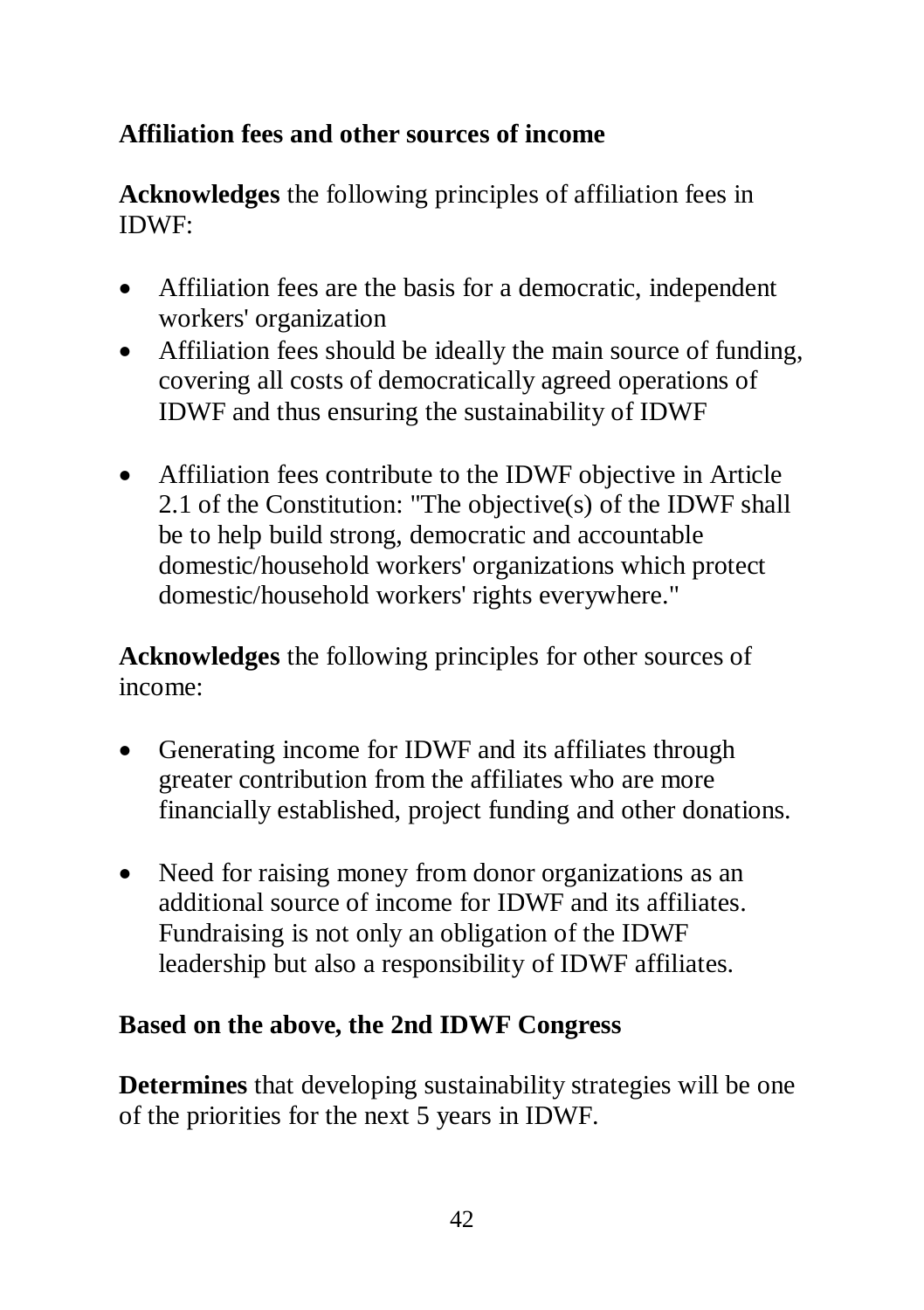**Affiliation fees and other sources of income**

**Acknowledges** the following principles of affiliation fees in IDWF:

- Affiliation fees are the basis for a democratic, independent workers' organization
- Affiliation fees should be ideally the main source of funding, covering all costs of democratically agreed operations of IDWF and thus ensuring the sustainability of IDWF
- Affiliation fees contribute to the IDWF objective in Article 2.1 of the Constitution: "The objective(s) of the IDWF shall be to help build strong, democratic and accountable domestic/household workers' organizations which protect domestic/household workers' rights everywhere."

**Acknowledges** the following principles for other sources of income:

- Generating income for IDWF and its affiliates through greater contribution from the affiliates who are more financially established, project funding and other donations.
- Need for raising money from donor organizations as an additional source of income for IDWF and its affiliates. Fundraising is not only an obligation of the IDWF leadership but also a responsibility of IDWF affiliates.

**Based on the above, the 2nd IDWF Congress**

**Determines** that developing sustainability strategies will be one of the priorities for the next 5 years in IDWF.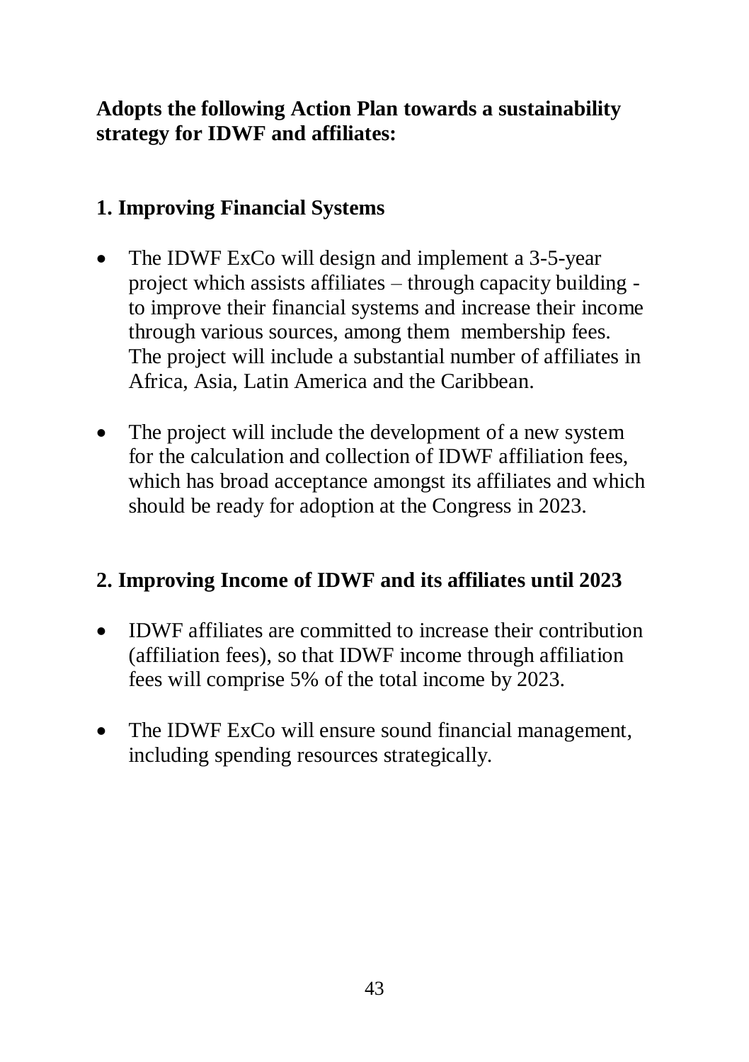**Adopts the following Action Plan towards a sustainability strategy for IDWF and affiliates:**

## 1. Improving Financial Systems

- The IDWF ExCo will design and implement a 3-5-year project which assists affiliates – through capacity building - to improve their financial systems and increase their income through various sources, among them membership fees. The project will include a substantial number of affiliates in Africa, Asia, Latin America and the Caribbean.

- The project will include the development of a new system for the calculation and collection of IDWF affiliation fees, which has broad acceptance amongst its affiliates and which should be ready for adoption at the Congress in 2023.

## 2. Improving Income of IDWF and its affiliates until 2023

- IDWF affiliates are committed to increase their contribution (affiliation fees), so that IDWF income through affiliation fees will comprise 5% of the total income by 2023.

- The IDWF ExCo will ensure sound financial management, including spending resources strategically.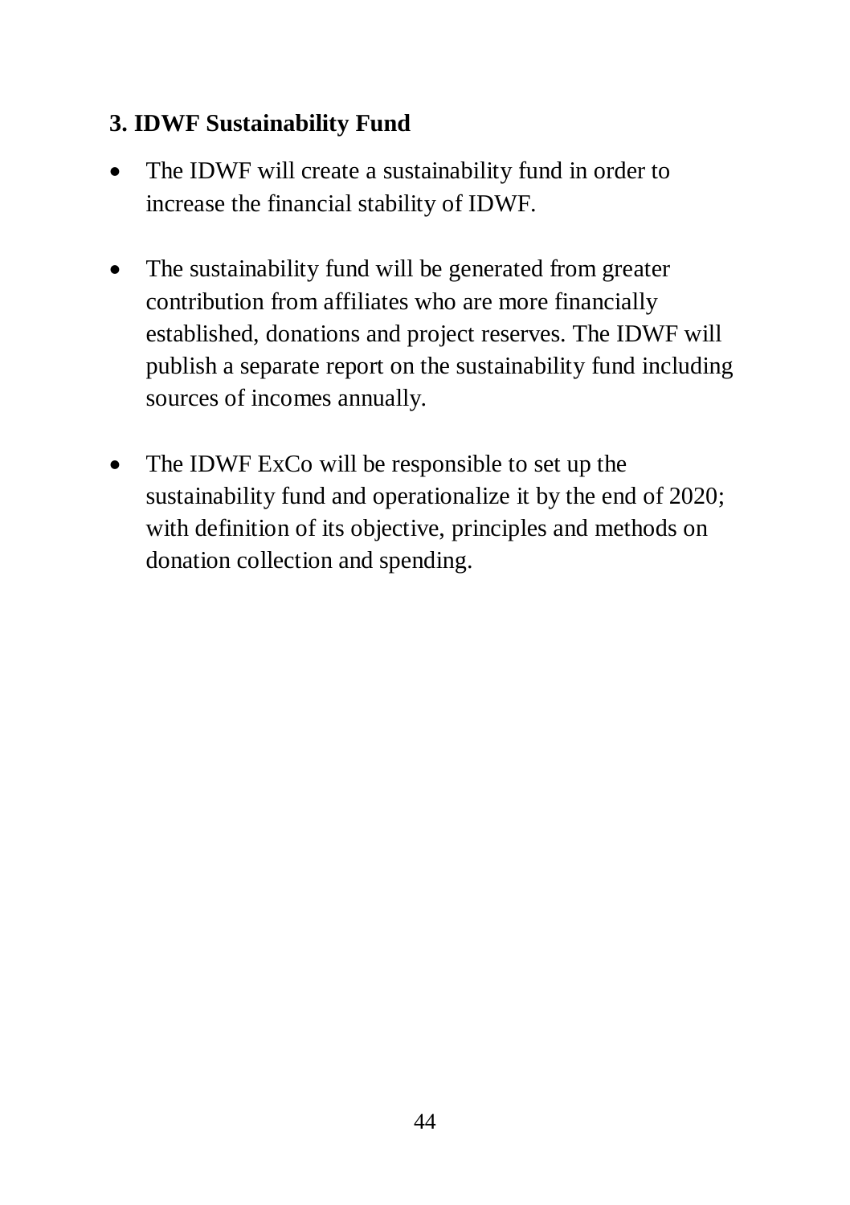### 3. IDWF Sustainability Fund

- The IDWF will create a sustainability fund in order to increase the financial stability of IDWF.

- The sustainability fund will be generated from greater contribution from affiliates who are more financially established, donations and project reserves. The IDWF will publish a separate report on the sustainability fund including sources of incomes annually.

- The IDWF ExCo will be responsible to set up the sustainability fund and operationalize it by the end of 2020; with definition of its objective, principles and methods on donation collection and spending.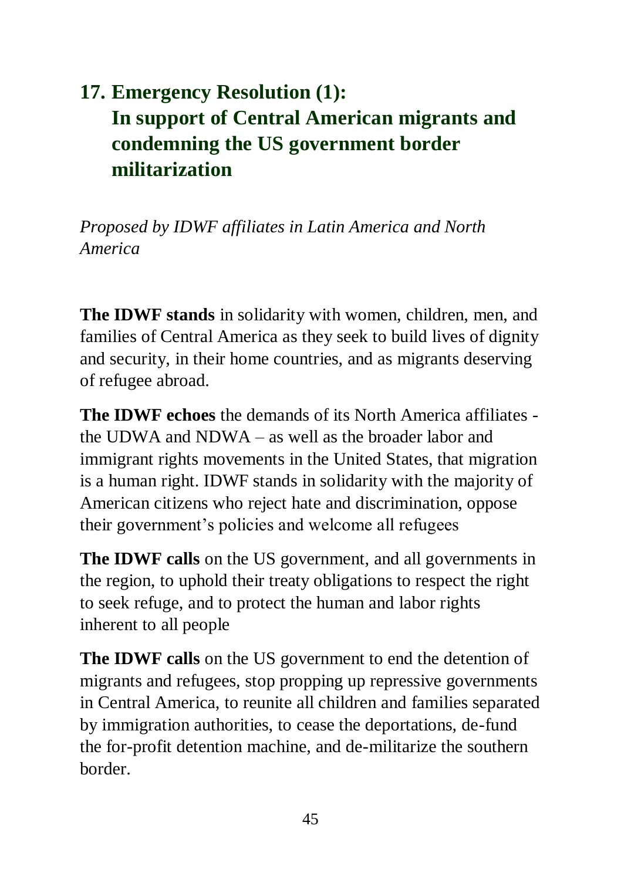## 17. Emergency Resolution (1): In support of Central American migrants and condemning the US government border militarization

*Proposed by IDWF affiliates in Latin America and North America*

**The IDWF stands** in solidarity with women, children, men, and families of Central America as they seek to build lives of dignity and security, in their home countries, and as migrants deserving of refugee abroad.

**The IDWF echoes** the demands of its North America affiliates - the UDWA and NDWA – as well as the broader labor and immigrant rights movements in the United States, that migration is a human right. IDWF stands in solidarity with the majority of American citizens who reject hate and discrimination, oppose their government's policies and welcome all refugees

**The IDWF calls** on the US government, and all governments in the region, to uphold their treaty obligations to respect the right to seek refuge, and to protect the human and labor rights inherent to all people

**The IDWF calls** on the US government to end the detention of migrants and refugees, stop propping up repressive governments in Central America, to reunite all children and families separated by immigration authorities, to cease the deportations, de-fund the for-profit detention machine, and de-militarize the southern border.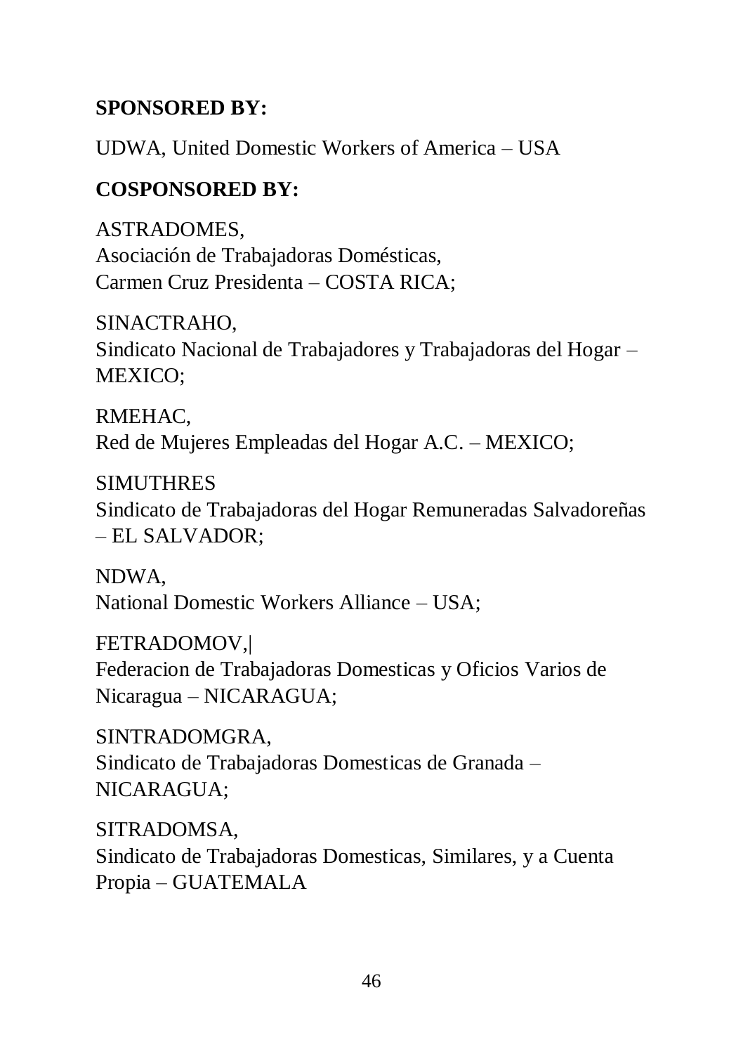**SPONSORED BY:**

UDWA, United Domestic Workers of America – USA

**COSPONSORED BY:**

ASTRADOMES,
Asociación de Trabajadoras Domésticas,
Carmen Cruz Presidenta – COSTA RICA;

SINACTRAHO,
Sindicato Nacional de Trabajadores y Trabajadoras del Hogar – MEXICO;

RMEHAC,
Red de Mujeres Empleadas del Hogar A.C. – MEXICO;

SIMUTHRES
Sindicato de Trabajadoras del Hogar Remuneradas Salvadoreñas – EL SALVADOR;

NDWA,
National Domestic Workers Alliance – USA;

FETRADOMOV,|
Federacion de Trabajadoras Domesticas y Oficios Varios de Nicaragua – NICARAGUA;

SINTRADOMGRA,
Sindicato de Trabajadoras Domesticas de Granada – NICARAGUA;

SITRADOMSA,
Sindicato de Trabajadoras Domesticas, Similares, y a Cuenta Propia – GUATEMALA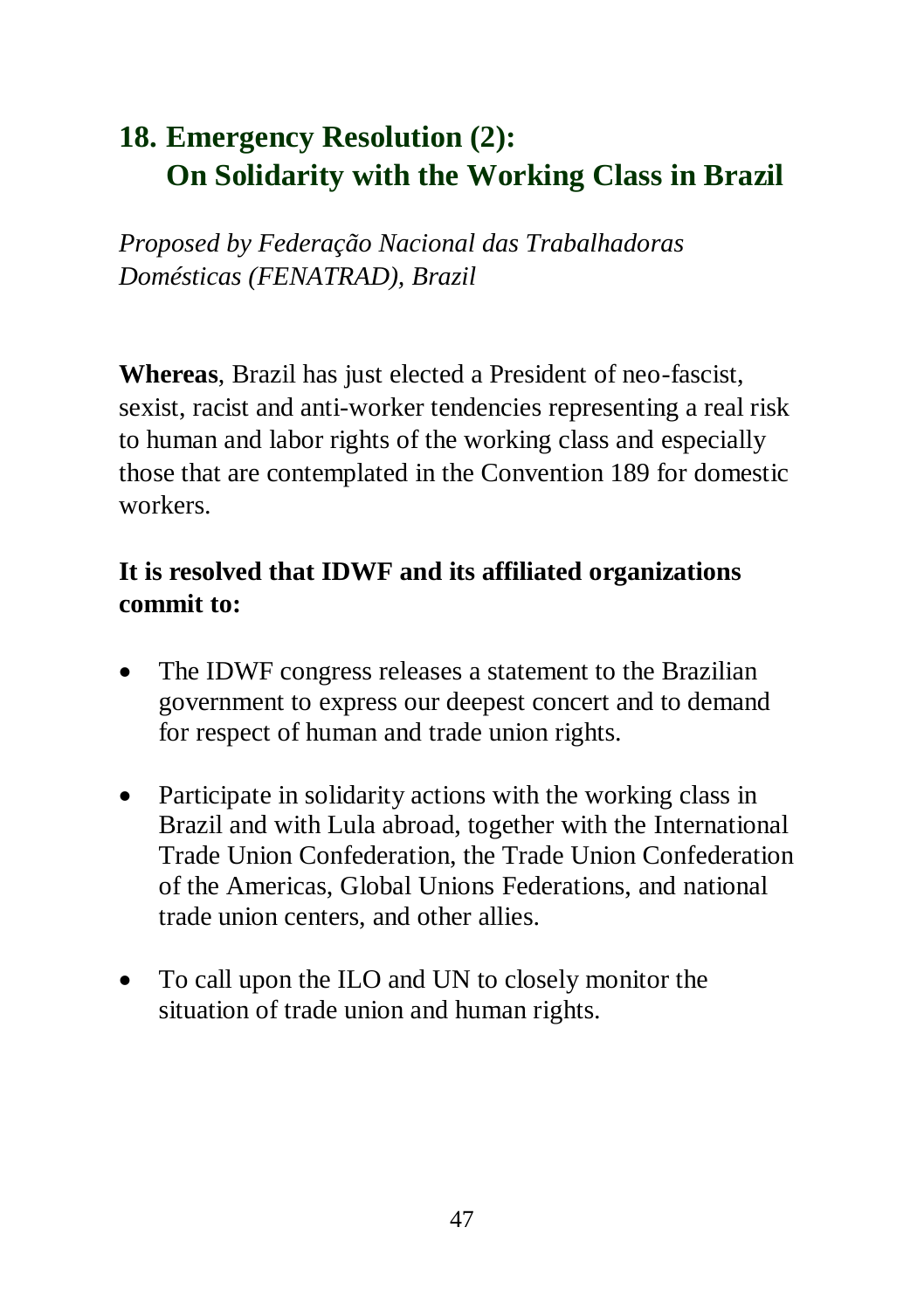## 18. Emergency Resolution (2): On Solidarity with the Working Class in Brazil

*Proposed by Federação Nacional das Trabalhadoras Domésticas (FENATRAD), Brazil*

**Whereas**, Brazil has just elected a President of neo-fascist, sexist, racist and anti-worker tendencies representing a real risk to human and labor rights of the working class and especially those that are contemplated in the Convention 189 for domestic workers.

**It is resolved that IDWF and its affiliated organizations commit to:**

- The IDWF congress releases a statement to the Brazilian government to express our deepest concert and to demand for respect of human and trade union rights.
- Participate in solidarity actions with the working class in Brazil and with Lula abroad, together with the International Trade Union Confederation, the Trade Union Confederation of the Americas, Global Unions Federations, and national trade union centers, and other allies.
- To call upon the ILO and UN to closely monitor the situation of trade union and human rights.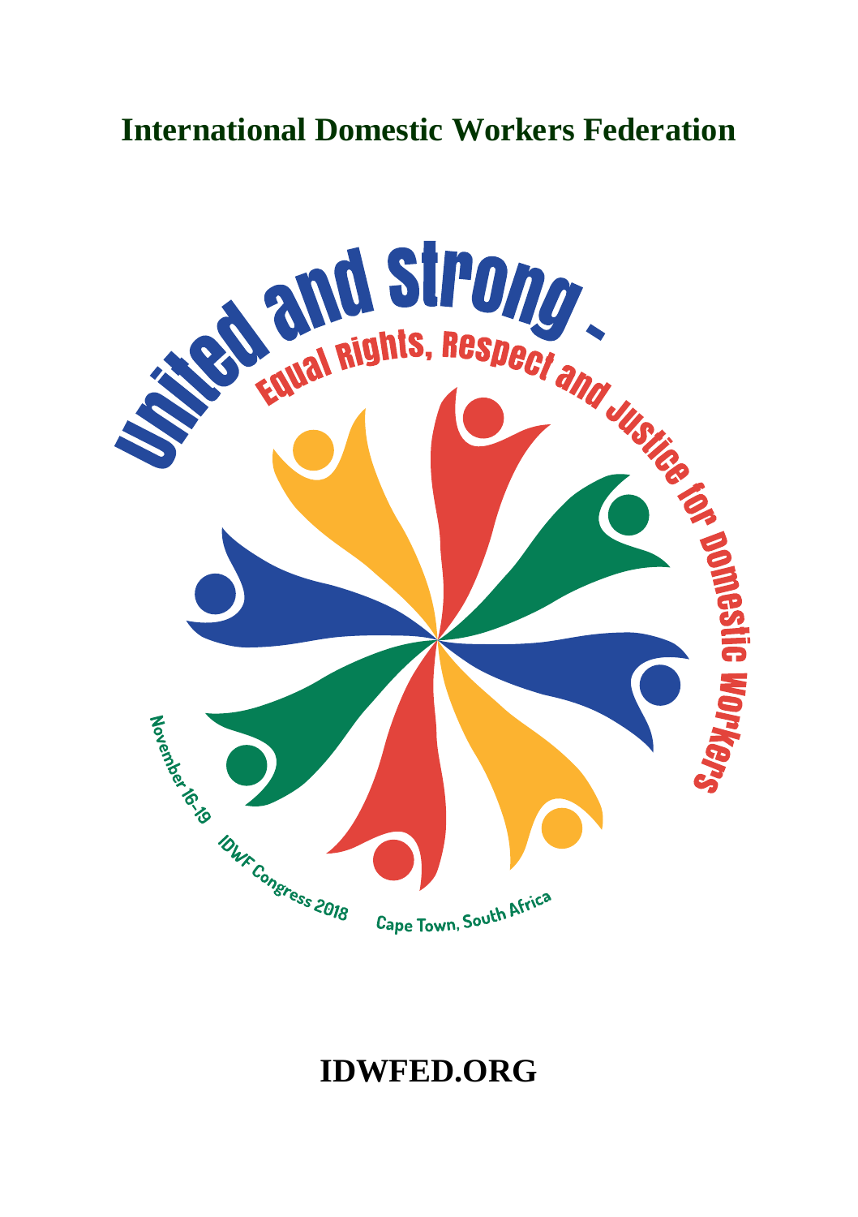# International Domestic Workers Federation

United and Strong -

Equal Rights, Respect and Justice for Domestic Workers

November 16-19

IDWF Congress 2018

Cape Town, South Africa

**IDWFED.ORG**